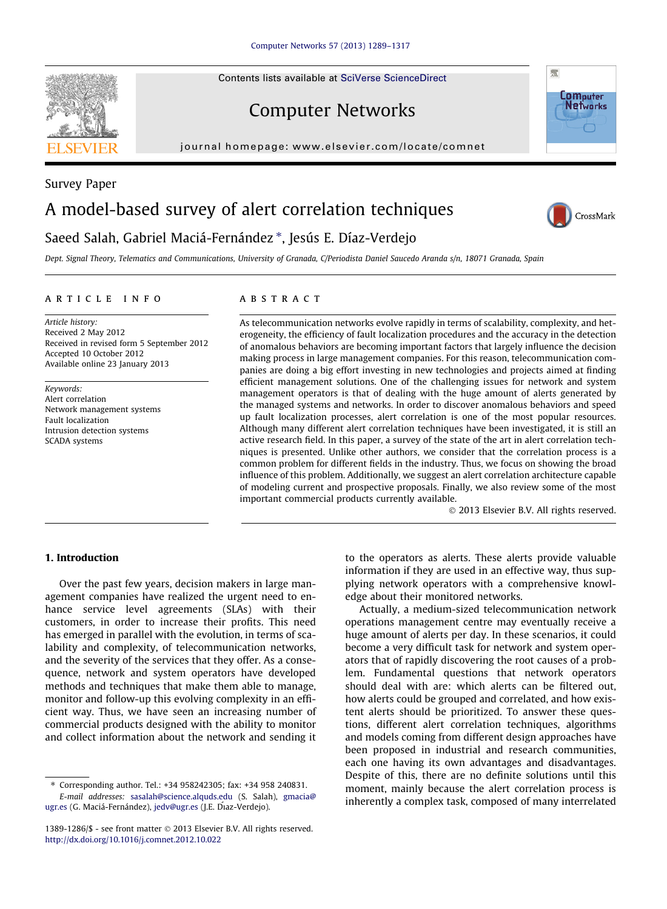Survey Paper

# A model-based survey of alert correlation techniques

Saeed Salah, Gabriel Maciá-Fernández *, Jesús E. Díaz-Verdejo

*Dept. Signal Theory, Telematics and Communications, University of Granada, C/Periodista Daniel Saucedo Aranda s/n, 18071 Granada, Spain*

## ARTICLE INFO

*Article history:*
Received 2 May 2012
Received in revised form 5 September 2012
Accepted 10 October 2012
Available online 23 January 2013

*Keywords:*
Alert correlation
Network management systems
Fault localization
Intrusion detection systems
SCADA systems

## ABSTRACT

As telecommunication networks evolve rapidly in terms of scalability, complexity, and heterogeneity, the efficiency of fault localization procedures and the accuracy in the detection of anomalous behaviors are becoming important factors that largely influence the decision making process in large management companies. For this reason, telecommunication companies are doing a big effort investing in new technologies and projects aimed at finding efficient management solutions. One of the challenging issues for network and system management operators is that of dealing with the huge amount of alerts generated by the managed systems and networks. In order to discover anomalous behaviors and speed up fault localization processes, alert correlation is one of the most popular resources. Although many different alert correlation techniques have been investigated, it is still an active research field. In this paper, a survey of the state of the art in alert correlation techniques is presented. Unlike other authors, we consider that the correlation process is a common problem for different fields in the industry. Thus, we focus on showing the broad influence of this problem. Additionally, we suggest an alert correlation architecture capable of modeling current and prospective proposals. Finally, we also review some of the most important commercial products currently available.

© 2013 Elsevier B.V. All rights reserved.

## 1. Introduction

Over the past few years, decision makers in large management companies have realized the urgent need to enhance service level agreements (SLAs) with their customers, in order to increase their profits. This need has emerged in parallel with the evolution, in terms of scalability and complexity, of telecommunication networks, and the severity of the services that they offer. As a consequence, network and system operators have developed methods and techniques that make them able to manage, monitor and follow-up this evolving complexity in an efficient way. Thus, we have seen an increasing number of commercial products designed with the ability to monitor and collect information about the network and sending it to the operators as alerts. These alerts provide valuable information if they are used in an effective way, thus supplying network operators with a comprehensive knowledge about their monitored networks.

Actually, a medium-sized telecommunication network operations management centre may eventually receive a huge amount of alerts per day. In these scenarios, it could become a very difficult task for network and system operators that of rapidly discovering the root causes of a problem. Fundamental questions that network operators should deal with are: which alerts can be filtered out, how alerts could be grouped and correlated, and how existent alerts should be prioritized. To answer these questions, different alert correlation techniques, algorithms and models coming from different design approaches have been proposed in industrial and research communities, each one having its own advantages and disadvantages. Despite of this, there are no definite solutions until this moment, mainly because the alert correlation process is inherently a complex task, composed of many interrelated

* Corresponding author. Tel.: +34 958242305; fax: +34 958 240831.
*E-mail addresses:* sasalah@science.alquds.edu (S. Salah), gmacia@ugr.es (G. Maciá-Fernández), jedv@ugr.es (J.E. Díaz-Verdejo).

1389-1286/$ - see front matter © 2013 Elsevier B.V. All rights reserved.
http://dx.doi.org/10.1016/j.comnet.2012.10.022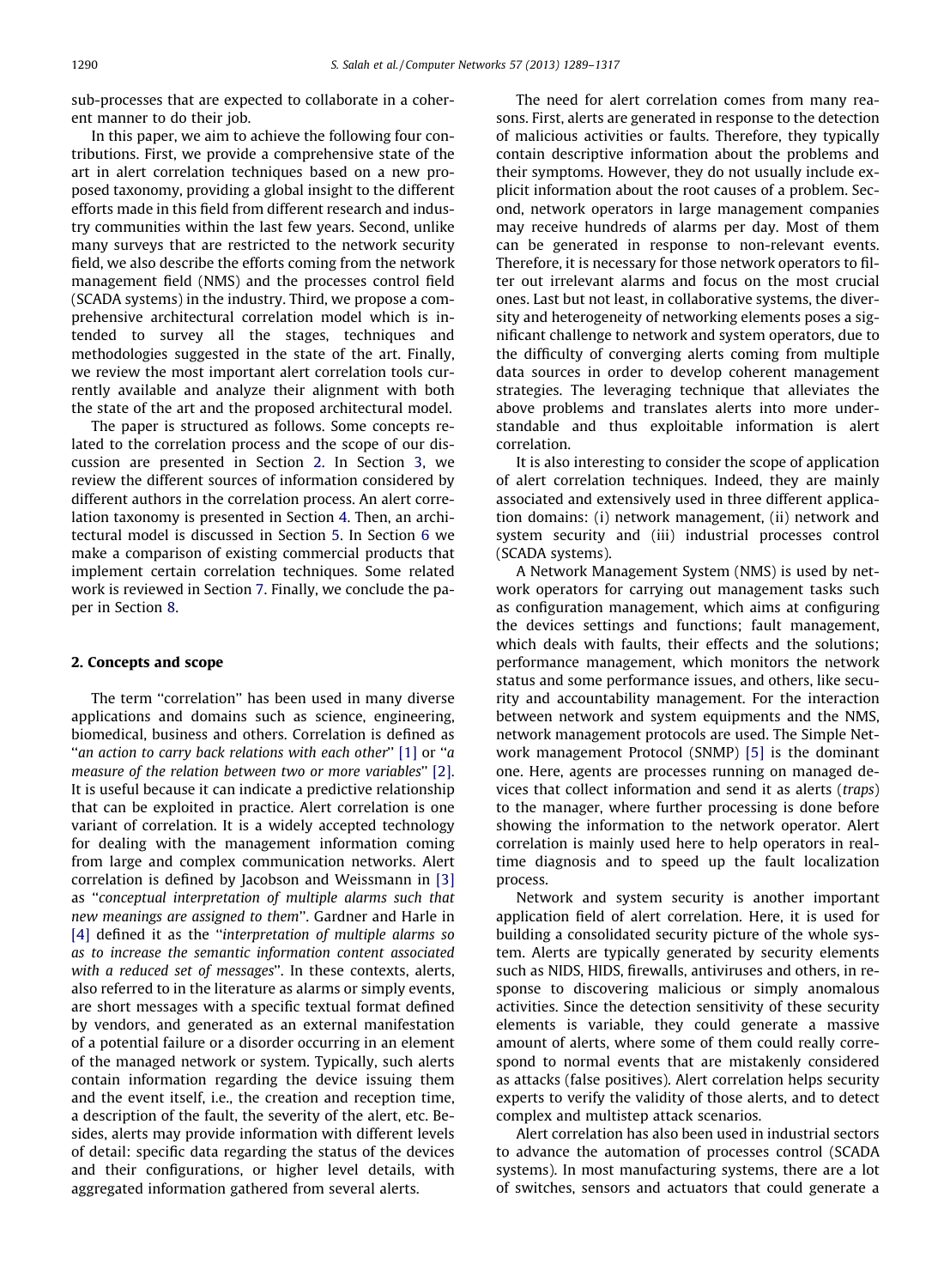sub-processes that are expected to collaborate in a coherent manner to do their job.

In this paper, we aim to achieve the following four contributions. First, we provide a comprehensive state of the art in alert correlation techniques based on a new proposed taxonomy, providing a global insight to the different efforts made in this field from different research and industry communities within the last few years. Second, unlike many surveys that are restricted to the network security field, we also describe the efforts coming from the network management field (NMS) and the processes control field (SCADA systems) in the industry. Third, we propose a comprehensive architectural correlation model which is intended to survey all the stages, techniques and methodologies suggested in the state of the art. Finally, we review the most important alert correlation tools currently available and analyze their alignment with both the state of the art and the proposed architectural model.

The paper is structured as follows. Some concepts related to the correlation process and the scope of our discussion are presented in Section 2. In Section 3, we review the different sources of information considered by different authors in the correlation process. An alert correlation taxonomy is presented in Section 4. Then, an architectural model is discussed in Section 5. In Section 6 we make a comparison of existing commercial products that implement certain correlation techniques. Some related work is reviewed in Section 7. Finally, we conclude the paper in Section 8.

## 2. Concepts and scope

The term "correlation" has been used in many diverse applications and domains such as science, engineering, biomedical, business and others. Correlation is defined as "*an action to carry back relations with each other*" [1] or "*a measure of the relation between two or more variables*" [2]. It is useful because it can indicate a predictive relationship that can be exploited in practice. Alert correlation is one variant of correlation. It is a widely accepted technology for dealing with the management information coming from large and complex communication networks. Alert correlation is defined by Jacobson and Weissmann in [3] as "*conceptual interpretation of multiple alarms such that new meanings are assigned to them*". Gardner and Harle in [4] defined it as the "*interpretation of multiple alarms so as to increase the semantic information content associated with a reduced set of messages*". In these contexts, alerts, also referred to in the literature as alarms or simply events, are short messages with a specific textual format defined by vendors, and generated as an external manifestation of a potential failure or a disorder occurring in an element of the managed network or system. Typically, such alerts contain information regarding the device issuing them and the event itself, i.e., the creation and reception time, a description of the fault, the severity of the alert, etc. Besides, alerts may provide information with different levels of detail: specific data regarding the status of the devices and their configurations, or higher level details, with aggregated information gathered from several alerts.

The need for alert correlation comes from many reasons. First, alerts are generated in response to the detection of malicious activities or faults. Therefore, they typically contain descriptive information about the problems and their symptoms. However, they do not usually include explicit information about the root causes of a problem. Second, network operators in large management companies may receive hundreds of alarms per day. Most of them can be generated in response to non-relevant events. Therefore, it is necessary for those network operators to filter out irrelevant alarms and focus on the most crucial ones. Last but not least, in collaborative systems, the diversity and heterogeneity of networking elements poses a significant challenge to network and system operators, due to the difficulty of converging alerts coming from multiple data sources in order to develop coherent management strategies. The leveraging technique that alleviates the above problems and translates alerts into more understandable and thus exploitable information is alert correlation.

It is also interesting to consider the scope of application of alert correlation techniques. Indeed, they are mainly associated and extensively used in three different application domains: (i) network management, (ii) network and system security and (iii) industrial processes control (SCADA systems).

A Network Management System (NMS) is used by network operators for carrying out management tasks such as configuration management, which aims at configuring the devices settings and functions; fault management, which deals with faults, their effects and the solutions; performance management, which monitors the network status and some performance issues, and others, like security and accountability management. For the interaction between network and system equipments and the NMS, network management protocols are used. The Simple Network management Protocol (SNMP) [5] is the dominant one. Here, agents are processes running on managed devices that collect information and send it as alerts (*traps*) to the manager, where further processing is done before showing the information to the network operator. Alert correlation is mainly used here to help operators in real-time diagnosis and to speed up the fault localization process.

Network and system security is another important application field of alert correlation. Here, it is used for building a consolidated security picture of the whole system. Alerts are typically generated by security elements such as NIDS, HIDS, firewalls, antiviruses and others, in response to discovering malicious or simply anomalous activities. Since the detection sensitivity of these security elements is variable, they could generate a massive amount of alerts, where some of them could really correspond to normal events that are mistakenly considered as attacks (false positives). Alert correlation helps security experts to verify the validity of those alerts, and to detect complex and multistep attack scenarios.

Alert correlation has also been used in industrial sectors to advance the automation of processes control (SCADA systems). In most manufacturing systems, there are a lot of switches, sensors and actuators that could generate a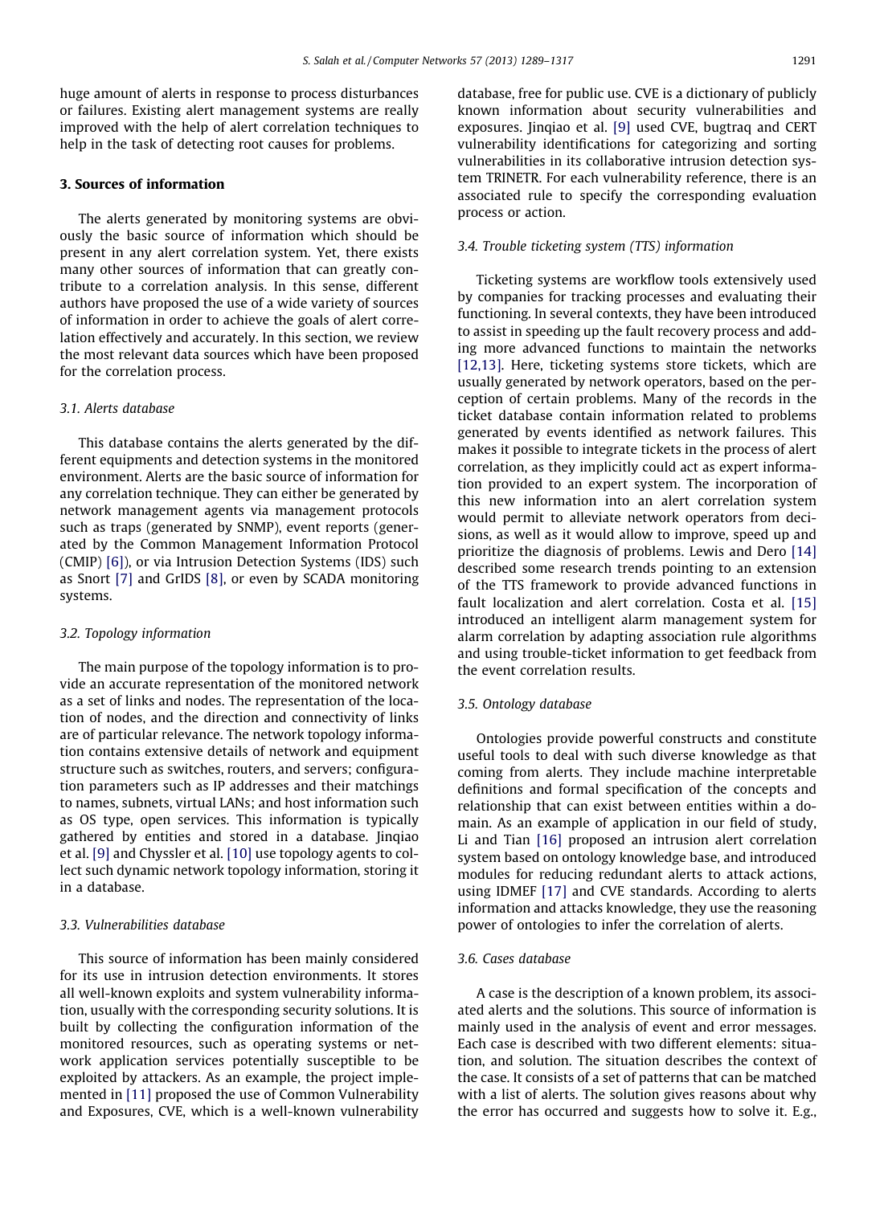huge amount of alerts in response to process disturbances or failures. Existing alert management systems are really improved with the help of alert correlation techniques to help in the task of detecting root causes for problems.

## 3. Sources of information

The alerts generated by monitoring systems are obviously the basic source of information which should be present in any alert correlation system. Yet, there exists many other sources of information that can greatly contribute to a correlation analysis. In this sense, different authors have proposed the use of a wide variety of sources of information in order to achieve the goals of alert correlation effectively and accurately. In this section, we review the most relevant data sources which have been proposed for the correlation process.

### 3.1. Alerts database

This database contains the alerts generated by the different equipments and detection systems in the monitored environment. Alerts are the basic source of information for any correlation technique. They can either be generated by network management agents via management protocols such as traps (generated by SNMP), event reports (generated by the Common Management Information Protocol (CMIP) [6]), or via Intrusion Detection Systems (IDS) such as Snort [7] and GrIDS [8], or even by SCADA monitoring systems.

### 3.2. Topology information

The main purpose of the topology information is to provide an accurate representation of the monitored network as a set of links and nodes. The representation of the location of nodes, and the direction and connectivity of links are of particular relevance. The network topology information contains extensive details of network and equipment structure such as switches, routers, and servers; configuration parameters such as IP addresses and their matchings to names, subnets, virtual LANs; and host information such as OS type, open services. This information is typically gathered by entities and stored in a database. Jinqiao et al. [9] and Chyssler et al. [10] use topology agents to collect such dynamic network topology information, storing it in a database.

### 3.3. Vulnerabilities database

This source of information has been mainly considered for its use in intrusion detection environments. It stores all well-known exploits and system vulnerability information, usually with the corresponding security solutions. It is built by collecting the configuration information of the monitored resources, such as operating systems or network application services potentially susceptible to be exploited by attackers. As an example, the project implemented in [11] proposed the use of Common Vulnerability and Exposures, CVE, which is a well-known vulnerability database, free for public use. CVE is a dictionary of publicly known information about security vulnerabilities and exposures. Jinqiao et al. [9] used CVE, bugtraq and CERT vulnerability identifications for categorizing and sorting vulnerabilities in its collaborative intrusion detection system TRINETR. For each vulnerability reference, there is an associated rule to specify the corresponding evaluation process or action.

### 3.4. Trouble ticketing system (TTS) information

Ticketing systems are workflow tools extensively used by companies for tracking processes and evaluating their functioning. In several contexts, they have been introduced to assist in speeding up the fault recovery process and adding more advanced functions to maintain the networks [12,13]. Here, ticketing systems store tickets, which are usually generated by network operators, based on the perception of certain problems. Many of the records in the ticket database contain information related to problems generated by events identified as network failures. This makes it possible to integrate tickets in the process of alert correlation, as they implicitly could act as expert information provided to an expert system. The incorporation of this new information into an alert correlation system would permit to alleviate network operators from decisions, as well as it would allow to improve, speed up and prioritize the diagnosis of problems. Lewis and Dero [14] described some research trends pointing to an extension of the TTS framework to provide advanced functions in fault localization and alert correlation. Costa et al. [15] introduced an intelligent alarm management system for alarm correlation by adapting association rule algorithms and using trouble-ticket information to get feedback from the event correlation results.

### 3.5. Ontology database

Ontologies provide powerful constructs and constitute useful tools to deal with such diverse knowledge as that coming from alerts. They include machine interpretable definitions and formal specification of the concepts and relationship that can exist between entities within a domain. As an example of application in our field of study, Li and Tian [16] proposed an intrusion alert correlation system based on ontology knowledge base, and introduced modules for reducing redundant alerts to attack actions, using IDMEF [17] and CVE standards. According to alerts information and attacks knowledge, they use the reasoning power of ontologies to infer the correlation of alerts.

### 3.6. Cases database

A case is the description of a known problem, its associated alerts and the solutions. This source of information is mainly used in the analysis of event and error messages. Each case is described with two different elements: situation, and solution. The situation describes the context of the case. It consists of a set of patterns that can be matched with a list of alerts. The solution gives reasons about why the error has occurred and suggests how to solve it. E.g.,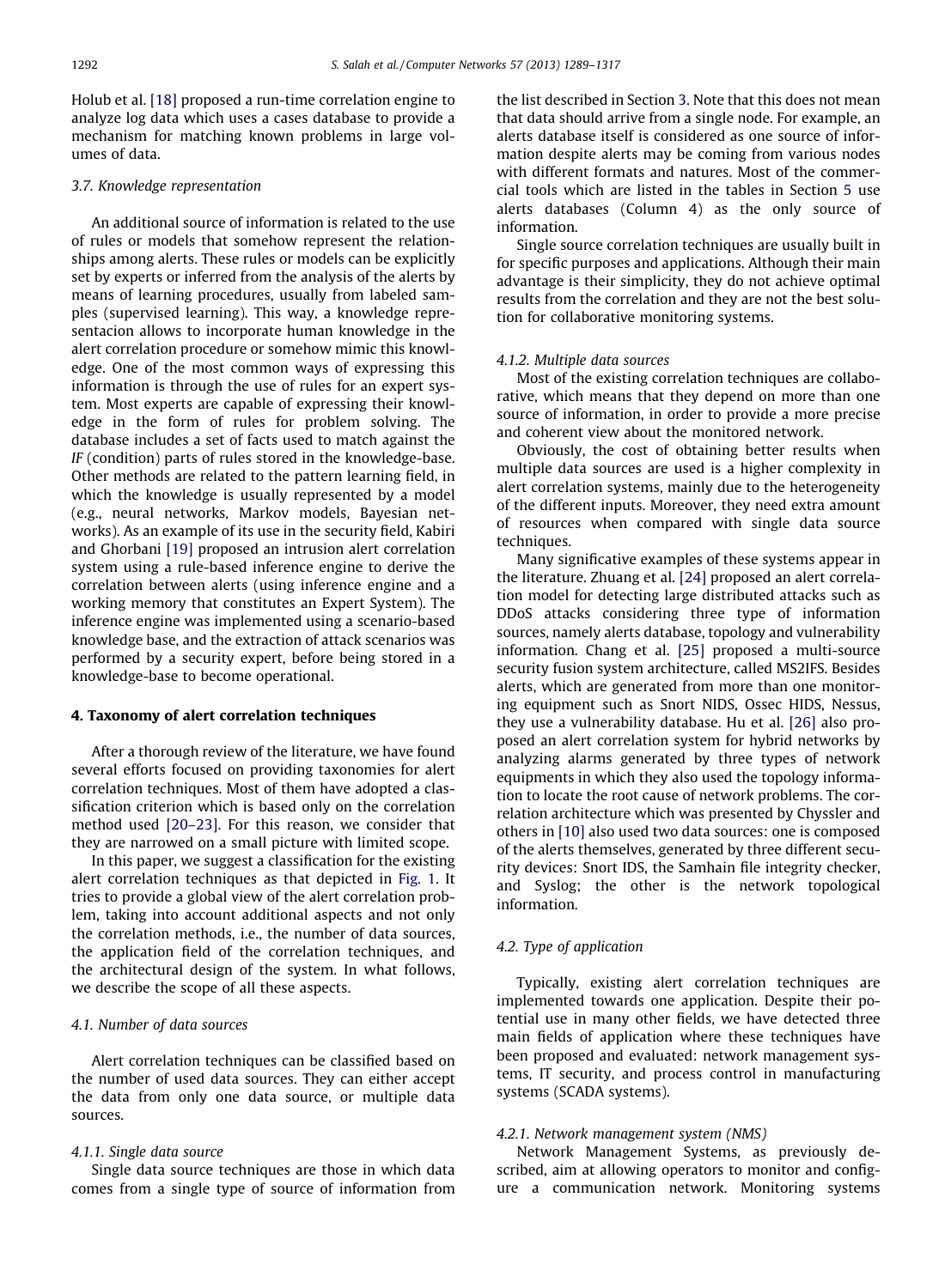Holub et al. [18] proposed a run-time correlation engine to analyze log data which uses a cases database to provide a mechanism for matching known problems in large volumes of data.

### 3.7. Knowledge representation

An additional source of information is related to the use of rules or models that somehow represent the relationships among alerts. These rules or models can be explicitly set by experts or inferred from the analysis of the alerts by means of learning procedures, usually from labeled samples (supervised learning). This way, a knowledge representacion allows to incorporate human knowledge in the alert correlation procedure or somehow mimic this knowledge. One of the most common ways of expressing this information is through the use of rules for an expert system. Most experts are capable of expressing their knowledge in the form of rules for problem solving. The database includes a set of facts used to match against the *IF* (condition) parts of rules stored in the knowledge-base. Other methods are related to the pattern learning field, in which the knowledge is usually represented by a model (e.g., neural networks, Markov models, Bayesian networks). As an example of its use in the security field, Kabiri and Ghorbani [19] proposed an intrusion alert correlation system using a rule-based inference engine to derive the correlation between alerts (using inference engine and a working memory that constitutes an Expert System). The inference engine was implemented using a scenario-based knowledge base, and the extraction of attack scenarios was performed by a security expert, before being stored in a knowledge-base to become operational.

## 4. Taxonomy of alert correlation techniques

After a thorough review of the literature, we have found several efforts focused on providing taxonomies for alert correlation techniques. Most of them have adopted a classification criterion which is based only on the correlation method used [20–23]. For this reason, we consider that they are narrowed on a small picture with limited scope.

In this paper, we suggest a classification for the existing alert correlation techniques as that depicted in Fig. 1. It tries to provide a global view of the alert correlation problem, taking into account additional aspects and not only the correlation methods, i.e., the number of data sources, the application field of the correlation techniques, and the architectural design of the system. In what follows, we describe the scope of all these aspects.

### 4.1. Number of data sources

Alert correlation techniques can be classified based on the number of used data sources. They can either accept the data from only one data source, or multiple data sources.

#### 4.1.1. Single data source

Single data source techniques are those in which data comes from a single type of source of information from the list described in Section 3. Note that this does not mean that data should arrive from a single node. For example, an alerts database itself is considered as one source of information despite alerts may be coming from various nodes with different formats and natures. Most of the commercial tools which are listed in the tables in Section 5 use alerts databases (Column 4) as the only source of information.

Single source correlation techniques are usually built in for specific purposes and applications. Although their main advantage is their simplicity, they do not achieve optimal results from the correlation and they are not the best solution for collaborative monitoring systems.

#### 4.1.2. Multiple data sources

Most of the existing correlation techniques are collaborative, which means that they depend on more than one source of information, in order to provide a more precise and coherent view about the monitored network.

Obviously, the cost of obtaining better results when multiple data sources are used is a higher complexity in alert correlation systems, mainly due to the heterogeneity of the different inputs. Moreover, they need extra amount of resources when compared with single data source techniques.

Many significative examples of these systems appear in the literature. Zhuang et al. [24] proposed an alert correlation model for detecting large distributed attacks such as DDoS attacks considering three type of information sources, namely alerts database, topology and vulnerability information. Chang et al. [25] proposed a multi-source security fusion system architecture, called MS2IFS. Besides alerts, which are generated from more than one monitoring equipment such as Snort NIDS, Ossec HIDS, Nessus, they use a vulnerability database. Hu et al. [26] also proposed an alert correlation system for hybrid networks by analyzing alarms generated by three types of network equipments in which they also used the topology information to locate the root cause of network problems. The correlation architecture which was presented by Chyssler and others in [10] also used two data sources: one is composed of the alerts themselves, generated by three different security devices: Snort IDS, the Samhain file integrity checker, and Syslog; the other is the network topological information.

### 4.2. Type of application

Typically, existing alert correlation techniques are implemented towards one application. Despite their potential use in many other fields, we have detected three main fields of application where these techniques have been proposed and evaluated: network management systems, IT security, and process control in manufacturing systems (SCADA systems).

#### 4.2.1. Network management system (NMS)

Network Management Systems, as previously described, aim at allowing operators to monitor and configure a communication network. Monitoring systems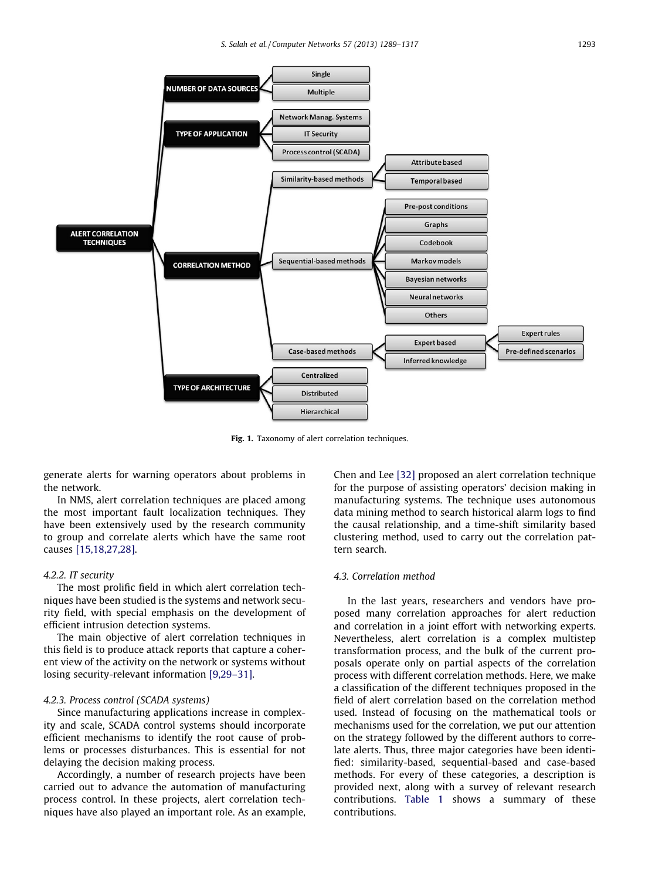ALERT CORRELATION TECHNIQUES

NUMBER OF DATA SOURCES

Single

Multiple

TYPE OF APPLICATION

Network Manag. Systems

IT Security

Process control (SCADA)

CORRELATION METHOD

Similarity-based methods

Attribute based

Temporal based

Sequential-based methods

Pre-post conditions

Graphs

Codebook

Markov models

Bayesian networks

Neural networks

Others

Case-based methods

Expert based

Expert rules

Pre-defined scenarios

Inferred knowledge

TYPE OF ARCHITECTURE

Centralized

Distributed

Hierarchical

**Fig. 1.** Taxonomy of alert correlation techniques.

generate alerts for warning operators about problems in the network.

In NMS, alert correlation techniques are placed among the most important fault localization techniques. They have been extensively used by the research community to group and correlate alerts which have the same root causes [15,18,27,28].

#### 4.2.2. IT security

The most prolific field in which alert correlation techniques have been studied is the systems and network security field, with special emphasis on the development of efficient intrusion detection systems.

The main objective of alert correlation techniques in this field is to produce attack reports that capture a coherent view of the activity on the network or systems without losing security-relevant information [9,29–31].

#### 4.2.3. Process control (SCADA systems)

Since manufacturing applications increase in complexity and scale, SCADA control systems should incorporate efficient mechanisms to identify the root cause of problems or processes disturbances. This is essential for not delaying the decision making process.

Accordingly, a number of research projects have been carried out to advance the automation of manufacturing process control. In these projects, alert correlation techniques have also played an important role. As an example, Chen and Lee [32] proposed an alert correlation technique for the purpose of assisting operators' decision making in manufacturing systems. The technique uses autonomous data mining method to search historical alarm logs to find the causal relationship, and a time-shift similarity based clustering method, used to carry out the correlation pattern search.

### 4.3. Correlation method

In the last years, researchers and vendors have proposed many correlation approaches for alert reduction and correlation in a joint effort with networking experts. Nevertheless, alert correlation is a complex multistep transformation process, and the bulk of the current proposals operate only on partial aspects of the correlation process with different correlation methods. Here, we make a classification of the different techniques proposed in the field of alert correlation based on the correlation method used. Instead of focusing on the mathematical tools or mechanisms used for the correlation, we put our attention on the strategy followed by the different authors to correlate alerts. Thus, three major categories have been identified: similarity-based, sequential-based and case-based methods. For every of these categories, a description is provided next, along with a survey of relevant research contributions. Table 1 shows a summary of these contributions.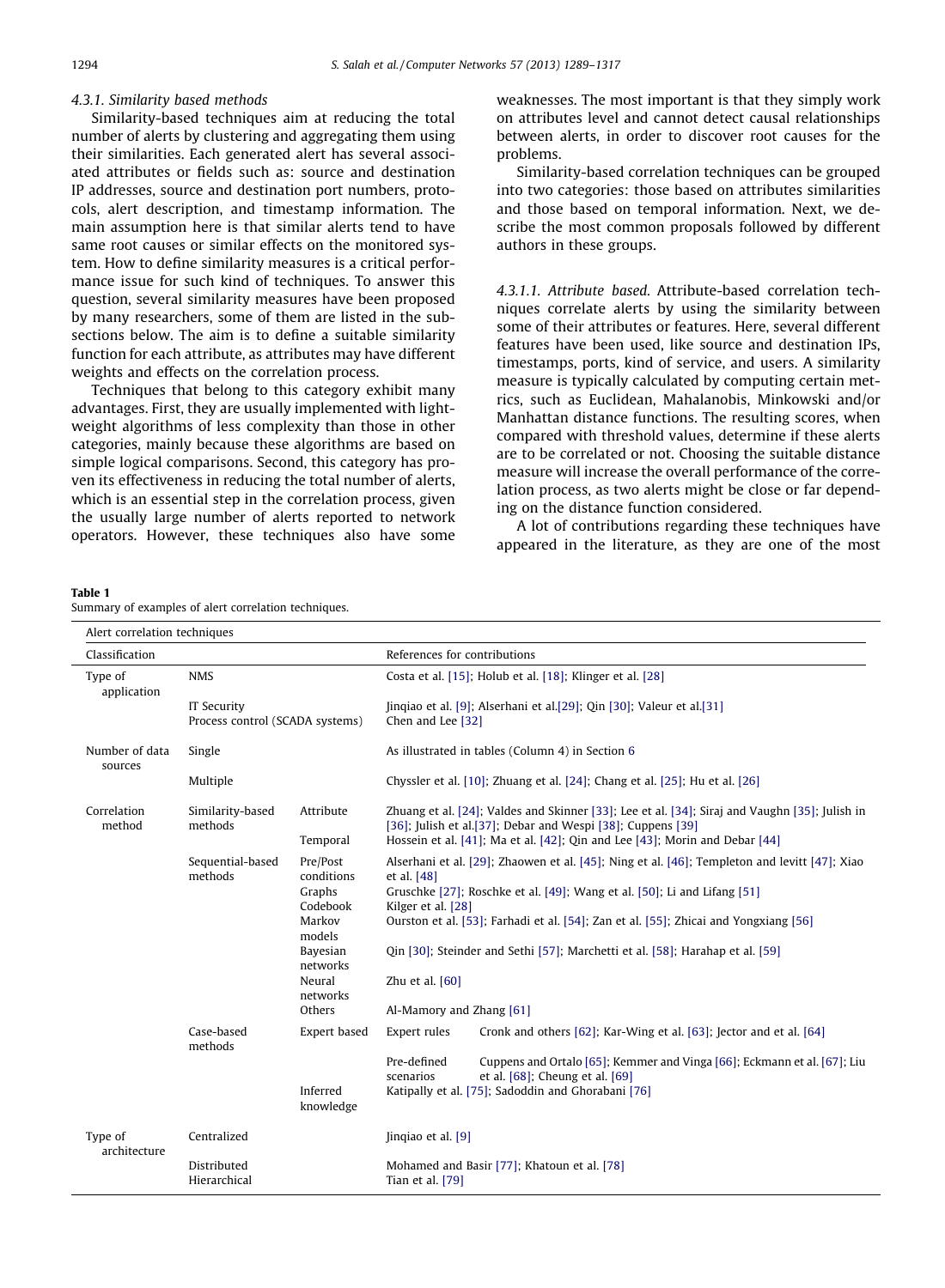#### 4.3.1. Similarity based methods

Similarity-based techniques aim at reducing the total number of alerts by clustering and aggregating them using their similarities. Each generated alert has several associated attributes or fields such as: source and destination IP addresses, source and destination port numbers, protocols, alert description, and timestamp information. The main assumption here is that similar alerts tend to have same root causes or similar effects on the monitored system. How to define similarity measures is a critical performance issue for such kind of techniques. To answer this question, several similarity measures have been proposed by many researchers, some of them are listed in the subsections below. The aim is to define a suitable similarity function for each attribute, as attributes may have different weights and effects on the correlation process.

Techniques that belong to this category exhibit many advantages. First, they are usually implemented with lightweight algorithms of less complexity than those in other categories, mainly because these algorithms are based on simple logical comparisons. Second, this category has proven its effectiveness in reducing the total number of alerts, which is an essential step in the correlation process, given the usually large number of alerts reported to network operators. However, these techniques also have some weaknesses. The most important is that they simply work on attributes level and cannot detect causal relationships between alerts, in order to discover root causes for the problems.

Similarity-based correlation techniques can be grouped into two categories: those based on attributes similarities and those based on temporal information. Next, we describe the most common proposals followed by different authors in these groups.

*4.3.1.1. Attribute based.* Attribute-based correlation techniques correlate alerts by using the similarity between some of their attributes or features. Here, several different features have been used, like source and destination IPs, timestamps, ports, kind of service, and users. A similarity measure is typically calculated by computing certain metrics, such as Euclidean, Mahalanobis, Minkowski and/or Manhattan distance functions. The resulting scores, when compared with threshold values, determine if these alerts are to be correlated or not. Choosing the suitable distance measure will increase the overall performance of the correlation process, as two alerts might be close or far depending on the distance function considered.

A lot of contributions regarding these techniques have appeared in the literature, as they are one of the most

**Table 1**
Summary of examples of alert correlation techniques.

| Alert correlation techniques | | | | |
|---|---|---|---|---|
| Classification | | | References for contributions | |
| Type of application | NMS | | Costa et al. [15]; Holub et al. [18]; Klinger et al. [28] | |
| | IT Security | | Jinqiao et al. [9]; Alserhani et al.[29]; Qin [30]; Valeur et al.[31] | |
| | Process control (SCADA systems) | | Chen and Lee [32] | |
| Number of data sources | Single | | As illustrated in tables (Column 4) in Section 6 | |
| | Multiple | | Chyssler et al. [10]; Zhuang et al. [24]; Chang et al. [25]; Hu et al. [26] | |
| Correlation method | Similarity-based methods | Attribute | Zhuang et al. [24]; Valdes and Skinner [33]; Lee et al. [34]; Siraj and Vaughn [35]; Julish in [36]; Julish et al.[37]; Debar and Wespi [38]; Cuppens [39] | |
| | | Temporal | Hossein et al. [41]; Ma et al. [42]; Qin and Lee [43]; Morin and Debar [44] | |
| | Sequential-based methods | Pre/Post conditions | Alserhani et al. [29]; Zhaowen et al. [45]; Ning et al. [46]; Templeton and levitt [47]; Xiao et al. [48] | |
| | | Graphs | Gruschke [27]; Roschke et al. [49]; Wang et al. [50]; Li and Lifang [51] | |
| | | Codebook | Kilger et al. [28] | |
| | | Markov models | Ourston et al. [53]; Farhadi et al. [54]; Zan et al. [55]; Zhicai and Yongxiang [56] | |
| | | Bayesian networks | Qin [30]; Steinder and Sethi [57]; Marchetti et al. [58]; Harahap et al. [59] | |
| | | Neural networks | Zhu et al. [60] | |
| | | Others | Al-Mamory and Zhang [61] | |
| | Case-based methods | Expert based | Expert rules | Cronk and others [62]; Kar-Wing et al. [63]; Jector and et al. [64] |
| | | | Pre-defined scenarios | Cuppens and Ortalo [65]; Kemmer and Vinga [66]; Eckmann et al. [67]; Liu et al. [68]; Cheung et al. [69] |
| | | Inferred knowledge | Katipally et al. [75]; Sadoddin and Ghorabani [76] | |
| Type of architecture | Centralized | | Jinqiao et al. [9] | |
| | Distributed | | Mohamed and Basir [77]; Khatoun et al. [78] | |
| | Hierarchical | | Tian et al. [79] | |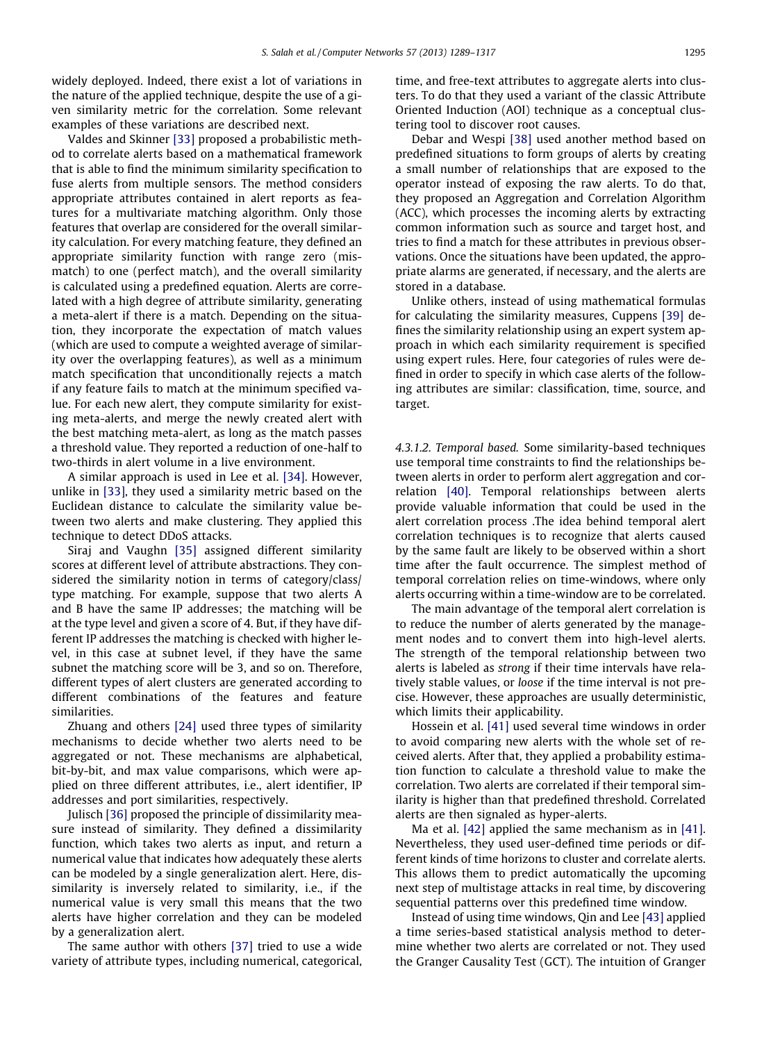widely deployed. Indeed, there exist a lot of variations in the nature of the applied technique, despite the use of a given similarity metric for the correlation. Some relevant examples of these variations are described next.

Valdes and Skinner [33] proposed a probabilistic method to correlate alerts based on a mathematical framework that is able to find the minimum similarity specification to fuse alerts from multiple sensors. The method considers appropriate attributes contained in alert reports as features for a multivariate matching algorithm. Only those features that overlap are considered for the overall similarity calculation. For every matching feature, they defined an appropriate similarity function with range zero (mismatch) to one (perfect match), and the overall similarity is calculated using a predefined equation. Alerts are correlated with a high degree of attribute similarity, generating a meta-alert if there is a match. Depending on the situation, they incorporate the expectation of match values (which are used to compute a weighted average of similarity over the overlapping features), as well as a minimum match specification that unconditionally rejects a match if any feature fails to match at the minimum specified value. For each new alert, they compute similarity for existing meta-alerts, and merge the newly created alert with the best matching meta-alert, as long as the match passes a threshold value. They reported a reduction of one-half to two-thirds in alert volume in a live environment.

A similar approach is used in Lee et al. [34]. However, unlike in [33], they used a similarity metric based on the Euclidean distance to calculate the similarity value between two alerts and make clustering. They applied this technique to detect DDoS attacks.

Siraj and Vaughn [35] assigned different similarity scores at different level of attribute abstractions. They considered the similarity notion in terms of category/class/type matching. For example, suppose that two alerts A and B have the same IP addresses; the matching will be at the type level and given a score of 4. But, if they have different IP addresses the matching is checked with higher level, in this case at subnet level, if they have the same subnet the matching score will be 3, and so on. Therefore, different types of alert clusters are generated according to different combinations of the features and feature similarities.

Zhuang and others [24] used three types of similarity mechanisms to decide whether two alerts need to be aggregated or not. These mechanisms are alphabetical, bit-by-bit, and max value comparisons, which were applied on three different attributes, i.e., alert identifier, IP addresses and port similarities, respectively.

Julisch [36] proposed the principle of dissimilarity measure instead of similarity. They defined a dissimilarity function, which takes two alerts as input, and return a numerical value that indicates how adequately these alerts can be modeled by a single generalization alert. Here, dissimilarity is inversely related to similarity, i.e., if the numerical value is very small this means that the two alerts have higher correlation and they can be modeled by a generalization alert.

The same author with others [37] tried to use a wide variety of attribute types, including numerical, categorical, time, and free-text attributes to aggregate alerts into clusters. To do that they used a variant of the classic Attribute Oriented Induction (AOI) technique as a conceptual clustering tool to discover root causes.

Debar and Wespi [38] used another method based on predefined situations to form groups of alerts by creating a small number of relationships that are exposed to the operator instead of exposing the raw alerts. To do that, they proposed an Aggregation and Correlation Algorithm (ACC), which processes the incoming alerts by extracting common information such as source and target host, and tries to find a match for these attributes in previous observations. Once the situations have been updated, the appropriate alarms are generated, if necessary, and the alerts are stored in a database.

Unlike others, instead of using mathematical formulas for calculating the similarity measures, Cuppens [39] defines the similarity relationship using an expert system approach in which each similarity requirement is specified using expert rules. Here, four categories of rules were defined in order to specify in which case alerts of the following attributes are similar: classification, time, source, and target.

*4.3.1.2. Temporal based.* Some similarity-based techniques use temporal time constraints to find the relationships between alerts in order to perform alert aggregation and correlation [40]. Temporal relationships between alerts provide valuable information that could be used in the alert correlation process .The idea behind temporal alert correlation techniques is to recognize that alerts caused by the same fault are likely to be observed within a short time after the fault occurrence. The simplest method of temporal correlation relies on time-windows, where only alerts occurring within a time-window are to be correlated.

The main advantage of the temporal alert correlation is to reduce the number of alerts generated by the management nodes and to convert them into high-level alerts. The strength of the temporal relationship between two alerts is labeled as *strong* if their time intervals have relatively stable values, or *loose* if the time interval is not precise. However, these approaches are usually deterministic, which limits their applicability.

Hossein et al. [41] used several time windows in order to avoid comparing new alerts with the whole set of received alerts. After that, they applied a probability estimation function to calculate a threshold value to make the correlation. Two alerts are correlated if their temporal similarity is higher than that predefined threshold. Correlated alerts are then signaled as hyper-alerts.

Ma et al. [42] applied the same mechanism as in [41]. Nevertheless, they used user-defined time periods or different kinds of time horizons to cluster and correlate alerts. This allows them to predict automatically the upcoming next step of multistage attacks in real time, by discovering sequential patterns over this predefined time window.

Instead of using time windows, Qin and Lee [43] applied a time series-based statistical analysis method to determine whether two alerts are correlated or not. They used the Granger Causality Test (GCT). The intuition of Granger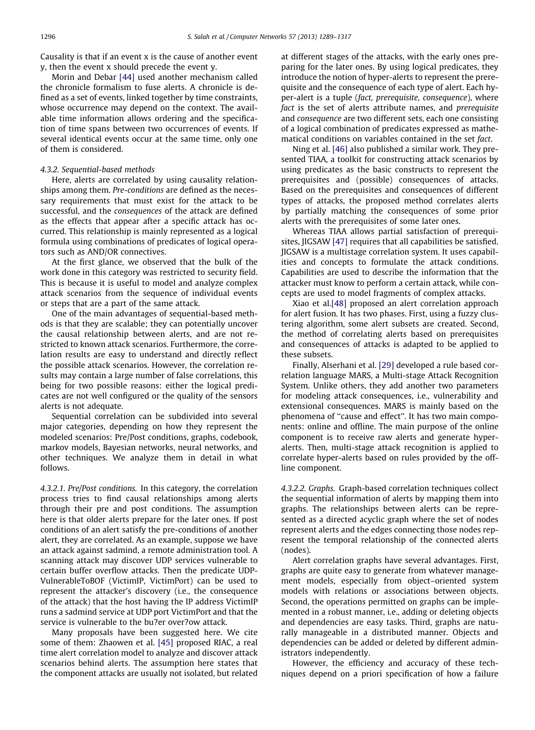Causality is that if an event x is the cause of another event y, then the event x should precede the event y.

Morin and Debar [44] used another mechanism called the chronicle formalism to fuse alerts. A chronicle is defined as a set of events, linked together by time constraints, whose occurrence may depend on the context. The available time information allows ordering and the specification of time spans between two occurrences of events. If several identical events occur at the same time, only one of them is considered.

#### 4.3.2. Sequential-based methods

Here, alerts are correlated by using causality relationships among them. *Pre-conditions* are defined as the necessary requirements that must exist for the attack to be successful, and the *consequences* of the attack are defined as the effects that appear after a specific attack has occurred. This relationship is mainly represented as a logical formula using combinations of predicates of logical operators such as AND/OR connectives.

At the first glance, we observed that the bulk of the work done in this category was restricted to security field. This is because it is useful to model and analyze complex attack scenarios from the sequence of individual events or steps that are a part of the same attack.

One of the main advantages of sequential-based methods is that they are scalable; they can potentially uncover the causal relationship between alerts, and are not restricted to known attack scenarios. Furthermore, the correlation results are easy to understand and directly reflect the possible attack scenarios. However, the correlation results may contain a large number of false correlations, this being for two possible reasons: either the logical predicates are not well configured or the quality of the sensors alerts is not adequate.

Sequential correlation can be subdivided into several major categories, depending on how they represent the modeled scenarios: Pre/Post conditions, graphs, codebook, markov models, Bayesian networks, neural networks, and other techniques. We analyze them in detail in what follows.

*4.3.2.1. Pre/Post conditions.* In this category, the correlation process tries to find causal relationships among alerts through their pre and post conditions. The assumption here is that older alerts prepare for the later ones. If post conditions of an alert satisfy the pre-conditions of another alert, they are correlated. As an example, suppose we have an attack against sadmind, a remote administration tool. A scanning attack may discover UDP services vulnerable to certain buffer overflow attacks. Then the predicate UDP-VulnerableToBOF (VictimIP, VictimPort) can be used to represent the attacker's discovery (i.e., the consequence of the attack) that the host having the IP address VictimIP runs a sadmind service at UDP port VictimPort and that the service is vulnerable to the bu?er over?ow attack.

Many proposals have been suggested here. We cite some of them: Zhaowen et al. [45] proposed RIAC, a real time alert correlation model to analyze and discover attack scenarios behind alerts. The assumption here states that the component attacks are usually not isolated, but related at different stages of the attacks, with the early ones preparing for the later ones. By using logical predicates, they introduce the notion of hyper-alerts to represent the prerequisite and the consequence of each type of alert. Each hyper-alert is a tuple (*fact, prerequisite, consequence*), where *fact* is the set of alerts attribute names, and *prerequisite* and *consequence* are two different sets, each one consisting of a logical combination of predicates expressed as mathematical conditions on variables contained in the set *fact*.

Ning et al. [46] also published a similar work. They presented TIAA, a toolkit for constructing attack scenarios by using predicates as the basic constructs to represent the prerequisites and (possible) consequences of attacks. Based on the prerequisites and consequences of different types of attacks, the proposed method correlates alerts by partially matching the consequences of some prior alerts with the prerequisites of some later ones.

Whereas TIAA allows partial satisfaction of prerequisites, JIGSAW [47] requires that all capabilities be satisfied. JIGSAW is a multistage correlation system. It uses capabilities and concepts to formulate the attack conditions. Capabilities are used to describe the information that the attacker must know to perform a certain attack, while concepts are used to model fragments of complex attacks.

Xiao et al.[48] proposed an alert correlation approach for alert fusion. It has two phases. First, using a fuzzy clustering algorithm, some alert subsets are created. Second, the method of correlating alerts based on prerequisites and consequences of attacks is adapted to be applied to these subsets.

Finally, Alserhani et al. [29] developed a rule based correlation language MARS, a Multi-stage Attack Recognition System. Unlike others, they add another two parameters for modeling attack consequences, i.e., vulnerability and extensional consequences. MARS is mainly based on the phenomena of ''cause and effect''. It has two main components: online and offline. The main purpose of the online component is to receive raw alerts and generate hyper-alerts. Then, multi-stage attack recognition is applied to correlate hyper-alerts based on rules provided by the offline component.

*4.3.2.2. Graphs.* Graph-based correlation techniques collect the sequential information of alerts by mapping them into graphs. The relationships between alerts can be represented as a directed acyclic graph where the set of nodes represent alerts and the edges connecting those nodes represent the temporal relationship of the connected alerts (nodes).

Alert correlation graphs have several advantages. First, graphs are quite easy to generate from whatever management models, especially from object–oriented system models with relations or associations between objects. Second, the operations permitted on graphs can be implemented in a robust manner, i.e., adding or deleting objects and dependencies are easy tasks. Third, graphs are naturally manageable in a distributed manner. Objects and dependencies can be added or deleted by different administrators independently.

However, the efficiency and accuracy of these techniques depend on a priori specification of how a failure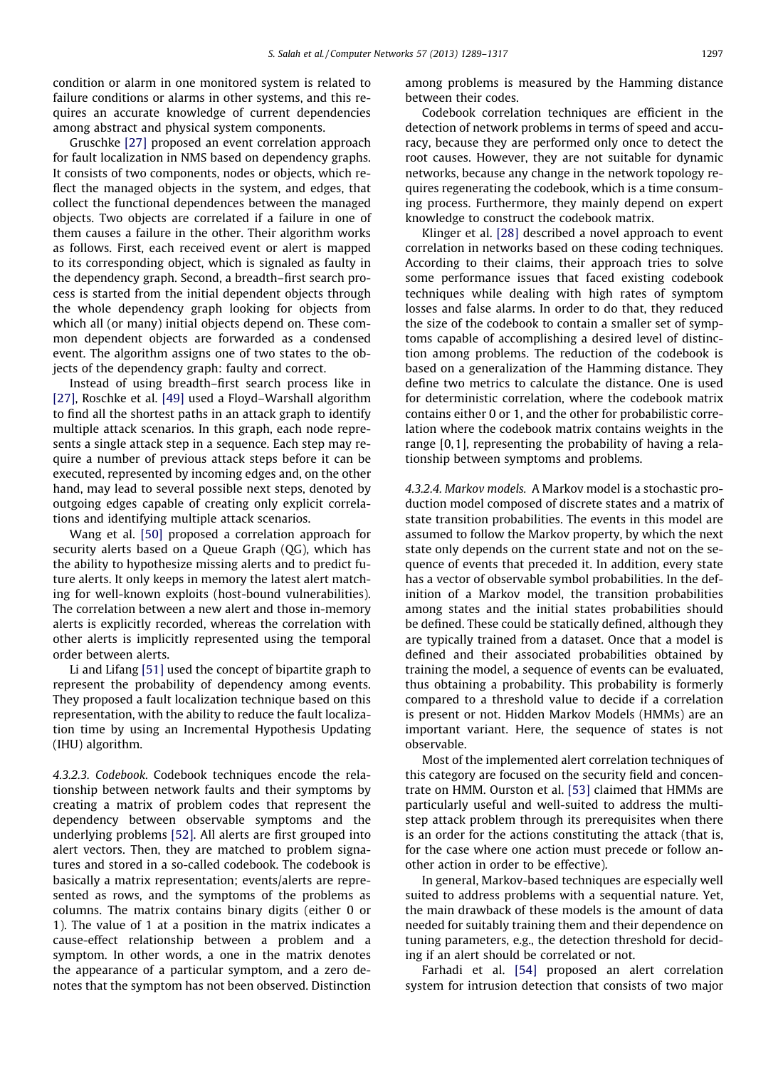condition or alarm in one monitored system is related to failure conditions or alarms in other systems, and this requires an accurate knowledge of current dependencies among abstract and physical system components.

Gruschke [27] proposed an event correlation approach for fault localization in NMS based on dependency graphs. It consists of two components, nodes or objects, which reflect the managed objects in the system, and edges, that collect the functional dependences between the managed objects. Two objects are correlated if a failure in one of them causes a failure in the other. Their algorithm works as follows. First, each received event or alert is mapped to its corresponding object, which is signaled as faulty in the dependency graph. Second, a breadth–first search process is started from the initial dependent objects through the whole dependency graph looking for objects from which all (or many) initial objects depend on. These common dependent objects are forwarded as a condensed event. The algorithm assigns one of two states to the objects of the dependency graph: faulty and correct.

Instead of using breadth–first search process like in [27], Roschke et al. [49] used a Floyd–Warshall algorithm to find all the shortest paths in an attack graph to identify multiple attack scenarios. In this graph, each node represents a single attack step in a sequence. Each step may require a number of previous attack steps before it can be executed, represented by incoming edges and, on the other hand, may lead to several possible next steps, denoted by outgoing edges capable of creating only explicit correlations and identifying multiple attack scenarios.

Wang et al. [50] proposed a correlation approach for security alerts based on a Queue Graph (QG), which has the ability to hypothesize missing alerts and to predict future alerts. It only keeps in memory the latest alert matching for well-known exploits (host-bound vulnerabilities). The correlation between a new alert and those in-memory alerts is explicitly recorded, whereas the correlation with other alerts is implicitly represented using the temporal order between alerts.

Li and Lifang [51] used the concept of bipartite graph to represent the probability of dependency among events. They proposed a fault localization technique based on this representation, with the ability to reduce the fault localization time by using an Incremental Hypothesis Updating (IHU) algorithm.

*4.3.2.3. Codebook.* Codebook techniques encode the relationship between network faults and their symptoms by creating a matrix of problem codes that represent the dependency between observable symptoms and the underlying problems [52]. All alerts are first grouped into alert vectors. Then, they are matched to problem signatures and stored in a so-called codebook. The codebook is basically a matrix representation; events/alerts are represented as rows, and the symptoms of the problems as columns. The matrix contains binary digits (either 0 or 1). The value of 1 at a position in the matrix indicates a cause-effect relationship between a problem and a symptom. In other words, a one in the matrix denotes the appearance of a particular symptom, and a zero denotes that the symptom has not been observed. Distinction among problems is measured by the Hamming distance between their codes.

Codebook correlation techniques are efficient in the detection of network problems in terms of speed and accuracy, because they are performed only once to detect the root causes. However, they are not suitable for dynamic networks, because any change in the network topology requires regenerating the codebook, which is a time consuming process. Furthermore, they mainly depend on expert knowledge to construct the codebook matrix.

Klinger et al. [28] described a novel approach to event correlation in networks based on these coding techniques. According to their claims, their approach tries to solve some performance issues that faced existing codebook techniques while dealing with high rates of symptom losses and false alarms. In order to do that, they reduced the size of the codebook to contain a smaller set of symptoms capable of accomplishing a desired level of distinction among problems. The reduction of the codebook is based on a generalization of the Hamming distance. They define two metrics to calculate the distance. One is used for deterministic correlation, where the codebook matrix contains either 0 or 1, and the other for probabilistic correlation where the codebook matrix contains weights in the range $[0, 1]$, representing the probability of having a relationship between symptoms and problems.

*4.3.2.4. Markov models.* A Markov model is a stochastic production model composed of discrete states and a matrix of state transition probabilities. The events in this model are assumed to follow the Markov property, by which the next state only depends on the current state and not on the sequence of events that preceded it. In addition, every state has a vector of observable symbol probabilities. In the definition of a Markov model, the transition probabilities among states and the initial states probabilities should be defined. These could be statically defined, although they are typically trained from a dataset. Once that a model is defined and their associated probabilities obtained by training the model, a sequence of events can be evaluated, thus obtaining a probability. This probability is formerly compared to a threshold value to decide if a correlation is present or not. Hidden Markov Models (HMMs) are an important variant. Here, the sequence of states is not observable.

Most of the implemented alert correlation techniques of this category are focused on the security field and concentrate on HMM. Ourston et al. [53] claimed that HMMs are particularly useful and well-suited to address the multi-step attack problem through its prerequisites when there is an order for the actions constituting the attack (that is, for the case where one action must precede or follow another action in order to be effective).

In general, Markov-based techniques are especially well suited to address problems with a sequential nature. Yet, the main drawback of these models is the amount of data needed for suitably training them and their dependence on tuning parameters, e.g., the detection threshold for deciding if an alert should be correlated or not.

Farhadi et al. [54] proposed an alert correlation system for intrusion detection that consists of two major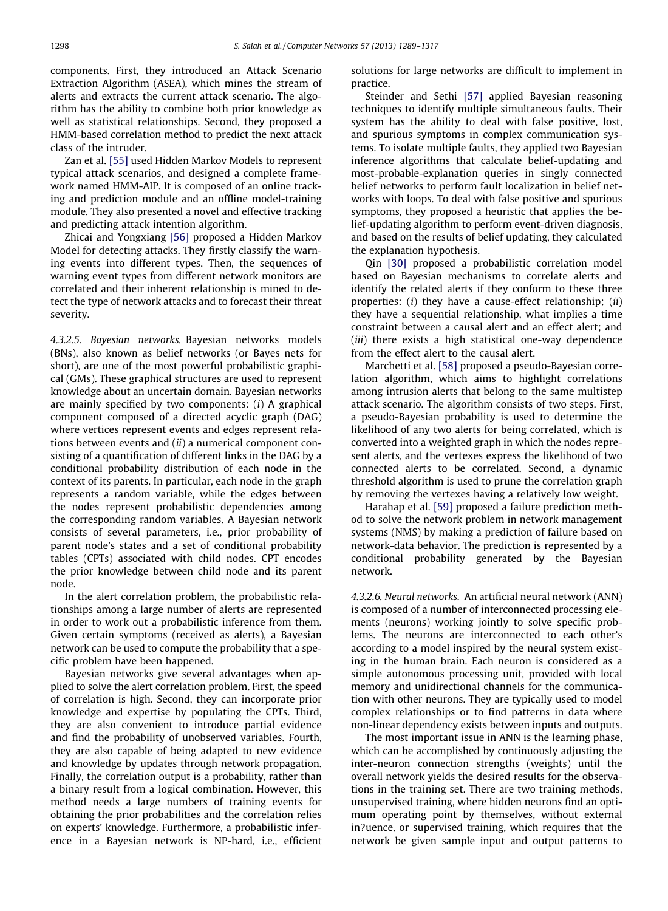components. First, they introduced an Attack Scenario Extraction Algorithm (ASEA), which mines the stream of alerts and extracts the current attack scenario. The algorithm has the ability to combine both prior knowledge as well as statistical relationships. Second, they proposed a HMM-based correlation method to predict the next attack class of the intruder.

Zan et al. [55] used Hidden Markov Models to represent typical attack scenarios, and designed a complete framework named HMM-AIP. It is composed of an online tracking and prediction module and an offline model-training module. They also presented a novel and effective tracking and predicting attack intention algorithm.

Zhicai and Yongxiang [56] proposed a Hidden Markov Model for detecting attacks. They firstly classify the warning events into different types. Then, the sequences of warning event types from different network monitors are correlated and their inherent relationship is mined to detect the type of network attacks and to forecast their threat severity.

*4.3.2.5. Bayesian networks.* Bayesian networks models (BNs), also known as belief networks (or Bayes nets for short), are one of the most powerful probabilistic graphical (GMs). These graphical structures are used to represent knowledge about an uncertain domain. Bayesian networks are mainly specified by two components: (*i*) A graphical component composed of a directed acyclic graph (DAG) where vertices represent events and edges represent relations between events and (*ii*) a numerical component consisting of a quantification of different links in the DAG by a conditional probability distribution of each node in the context of its parents. In particular, each node in the graph represents a random variable, while the edges between the nodes represent probabilistic dependencies among the corresponding random variables. A Bayesian network consists of several parameters, i.e., prior probability of parent node's states and a set of conditional probability tables (CPTs) associated with child nodes. CPT encodes the prior knowledge between child node and its parent node.

In the alert correlation problem, the probabilistic relationships among a large number of alerts are represented in order to work out a probabilistic inference from them. Given certain symptoms (received as alerts), a Bayesian network can be used to compute the probability that a specific problem have been happened.

Bayesian networks give several advantages when applied to solve the alert correlation problem. First, the speed of correlation is high. Second, they can incorporate prior knowledge and expertise by populating the CPTs. Third, they are also convenient to introduce partial evidence and find the probability of unobserved variables. Fourth, they are also capable of being adapted to new evidence and knowledge by updates through network propagation. Finally, the correlation output is a probability, rather than a binary result from a logical combination. However, this method needs a large numbers of training events for obtaining the prior probabilities and the correlation relies on experts' knowledge. Furthermore, a probabilistic inference in a Bayesian network is NP-hard, i.e., efficient solutions for large networks are difficult to implement in practice.

Steinder and Sethi [57] applied Bayesian reasoning techniques to identify multiple simultaneous faults. Their system has the ability to deal with false positive, lost, and spurious symptoms in complex communication systems. To isolate multiple faults, they applied two Bayesian inference algorithms that calculate belief-updating and most-probable-explanation queries in singly connected belief networks to perform fault localization in belief networks with loops. To deal with false positive and spurious symptoms, they proposed a heuristic that applies the belief-updating algorithm to perform event-driven diagnosis, and based on the results of belief updating, they calculated the explanation hypothesis.

Qin [30] proposed a probabilistic correlation model based on Bayesian mechanisms to correlate alerts and identify the related alerts if they conform to these three properties: (*i*) they have a cause-effect relationship; (*ii*) they have a sequential relationship, what implies a time constraint between a causal alert and an effect alert; and (*iii*) there exists a high statistical one-way dependence from the effect alert to the causal alert.

Marchetti et al. [58] proposed a pseudo-Bayesian correlation algorithm, which aims to highlight correlations among intrusion alerts that belong to the same multistep attack scenario. The algorithm consists of two steps. First, a pseudo-Bayesian probability is used to determine the likelihood of any two alerts for being correlated, which is converted into a weighted graph in which the nodes represent alerts, and the vertexes express the likelihood of two connected alerts to be correlated. Second, a dynamic threshold algorithm is used to prune the correlation graph by removing the vertexes having a relatively low weight.

Harahap et al. [59] proposed a failure prediction method to solve the network problem in network management systems (NMS) by making a prediction of failure based on network-data behavior. The prediction is represented by a conditional probability generated by the Bayesian network.

*4.3.2.6. Neural networks.* An artificial neural network (ANN) is composed of a number of interconnected processing elements (neurons) working jointly to solve specific problems. The neurons are interconnected to each other's according to a model inspired by the neural system existing in the human brain. Each neuron is considered as a simple autonomous processing unit, provided with local memory and unidirectional channels for the communication with other neurons. They are typically used to model complex relationships or to find patterns in data where non-linear dependency exists between inputs and outputs.

The most important issue in ANN is the learning phase, which can be accomplished by continuously adjusting the inter-neuron connection strengths (weights) until the overall network yields the desired results for the observations in the training set. There are two training methods, unsupervised training, where hidden neurons find an optimum operating point by themselves, without external in?uence, or supervised training, which requires that the network be given sample input and output patterns to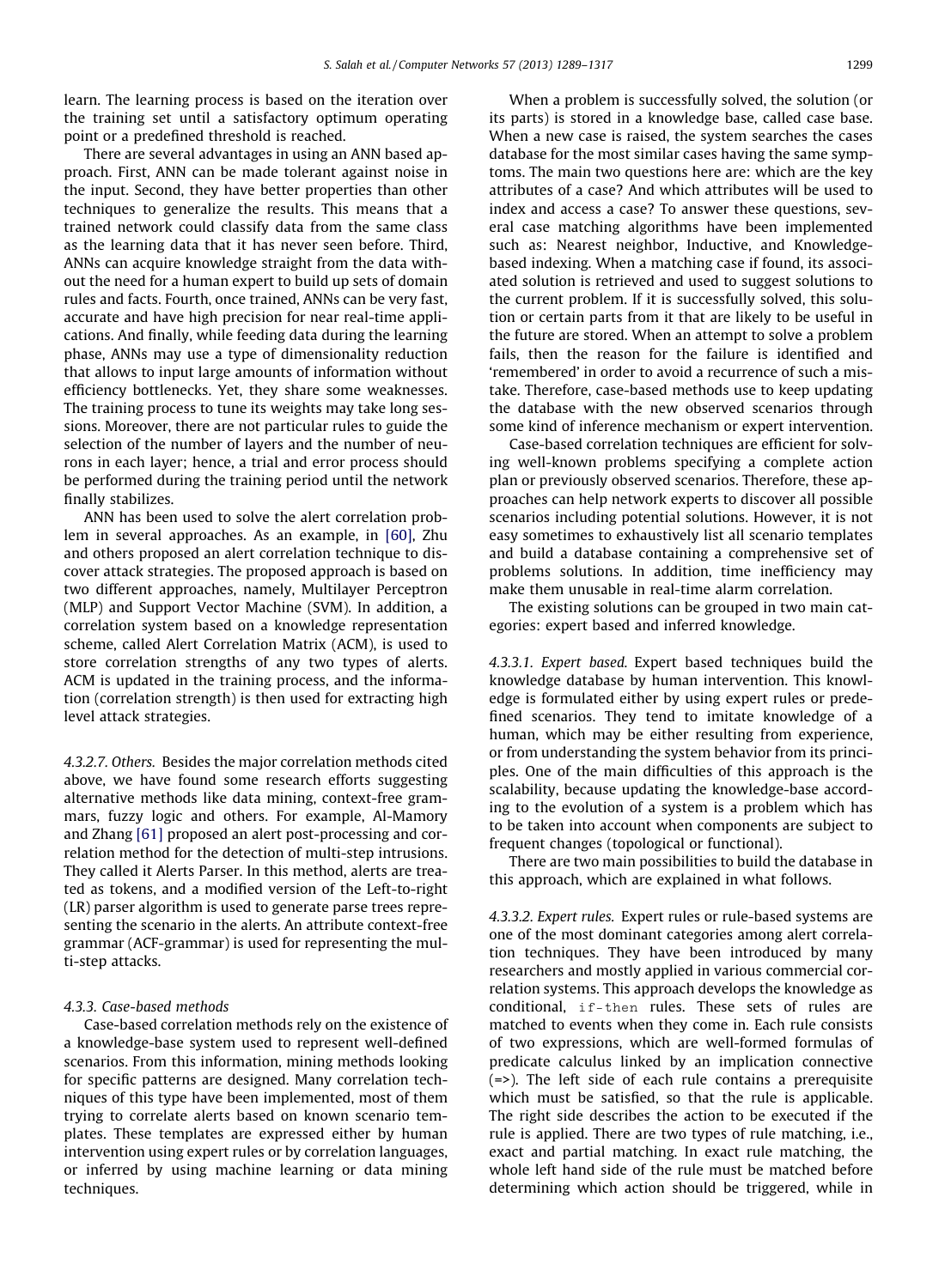learn. The learning process is based on the iteration over the training set until a satisfactory optimum operating point or a predefined threshold is reached.

There are several advantages in using an ANN based approach. First, ANN can be made tolerant against noise in the input. Second, they have better properties than other techniques to generalize the results. This means that a trained network could classify data from the same class as the learning data that it has never seen before. Third, ANNs can acquire knowledge straight from the data without the need for a human expert to build up sets of domain rules and facts. Fourth, once trained, ANNs can be very fast, accurate and have high precision for near real-time applications. And finally, while feeding data during the learning phase, ANNs may use a type of dimensionality reduction that allows to input large amounts of information without efficiency bottlenecks. Yet, they share some weaknesses. The training process to tune its weights may take long sessions. Moreover, there are not particular rules to guide the selection of the number of layers and the number of neurons in each layer; hence, a trial and error process should be performed during the training period until the network finally stabilizes.

ANN has been used to solve the alert correlation problem in several approaches. As an example, in [60], Zhu and others proposed an alert correlation technique to discover attack strategies. The proposed approach is based on two different approaches, namely, Multilayer Perceptron (MLP) and Support Vector Machine (SVM). In addition, a correlation system based on a knowledge representation scheme, called Alert Correlation Matrix (ACM), is used to store correlation strengths of any two types of alerts. ACM is updated in the training process, and the information (correlation strength) is then used for extracting high level attack strategies.

*4.3.2.7. Others.* Besides the major correlation methods cited above, we have found some research efforts suggesting alternative methods like data mining, context-free grammars, fuzzy logic and others. For example, Al-Mamory and Zhang [61] proposed an alert post-processing and correlation method for the detection of multi-step intrusions. They called it Alerts Parser. In this method, alerts are treated as tokens, and a modified version of the Left-to-right (LR) parser algorithm is used to generate parse trees representing the scenario in the alerts. An attribute context-free grammar (ACF-grammar) is used for representing the multi-step attacks.

#### *4.3.3. Case-based methods*

Case-based correlation methods rely on the existence of a knowledge-base system used to represent well-defined scenarios. From this information, mining methods looking for specific patterns are designed. Many correlation techniques of this type have been implemented, most of them trying to correlate alerts based on known scenario templates. These templates are expressed either by human intervention using expert rules or by correlation languages, or inferred by using machine learning or data mining techniques.

When a problem is successfully solved, the solution (or its parts) is stored in a knowledge base, called case base. When a new case is raised, the system searches the cases database for the most similar cases having the same symptoms. The main two questions here are: which are the key attributes of a case? And which attributes will be used to index and access a case? To answer these questions, several case matching algorithms have been implemented such as: Nearest neighbor, Inductive, and Knowledge-based indexing. When a matching case if found, its associated solution is retrieved and used to suggest solutions to the current problem. If it is successfully solved, this solution or certain parts from it that are likely to be useful in the future are stored. When an attempt to solve a problem fails, then the reason for the failure is identified and 'remembered' in order to avoid a recurrence of such a mistake. Therefore, case-based methods use to keep updating the database with the new observed scenarios through some kind of inference mechanism or expert intervention.

Case-based correlation techniques are efficient for solving well-known problems specifying a complete action plan or previously observed scenarios. Therefore, these approaches can help network experts to discover all possible scenarios including potential solutions. However, it is not easy sometimes to exhaustively list all scenario templates and build a database containing a comprehensive set of problems solutions. In addition, time inefficiency may make them unusable in real-time alarm correlation.

The existing solutions can be grouped in two main categories: expert based and inferred knowledge.

*4.3.3.1. Expert based.* Expert based techniques build the knowledge database by human intervention. This knowledge is formulated either by using expert rules or predefined scenarios. They tend to imitate knowledge of a human, which may be either resulting from experience, or from understanding the system behavior from its principles. One of the main difficulties of this approach is the scalability, because updating the knowledge-base according to the evolution of a system is a problem which has to be taken into account when components are subject to frequent changes (topological or functional).

There are two main possibilities to build the database in this approach, which are explained in what follows.

*4.3.3.2. Expert rules.* Expert rules or rule-based systems are one of the most dominant categories among alert correlation techniques. They have been introduced by many researchers and mostly applied in various commercial correlation systems. This approach develops the knowledge as conditional, `if-then` rules. These sets of rules are matched to events when they come in. Each rule consists of two expressions, which are well-formed formulas of predicate calculus linked by an implication connective (=>). The left side of each rule contains a prerequisite which must be satisfied, so that the rule is applicable. The right side describes the action to be executed if the rule is applied. There are two types of rule matching, i.e., exact and partial matching. In exact rule matching, the whole left hand side of the rule must be matched before determining which action should be triggered, while in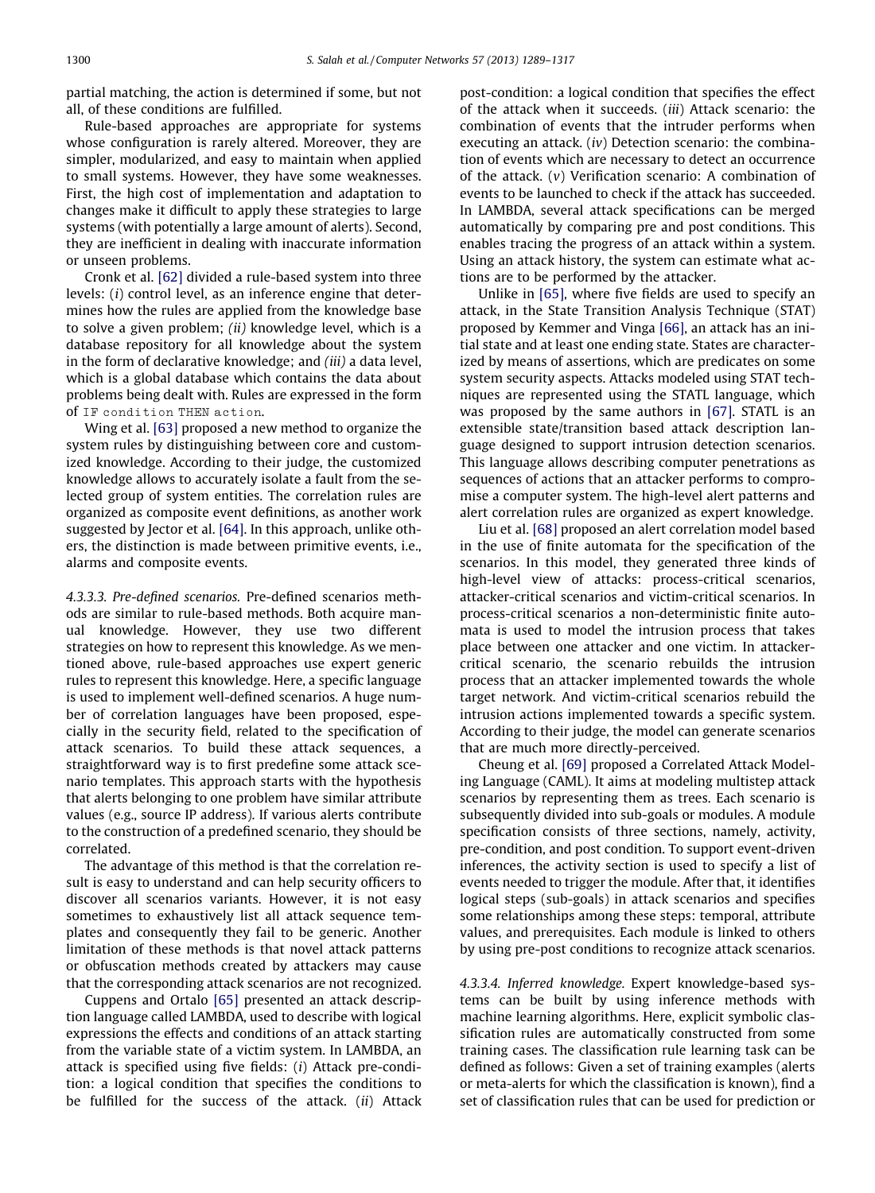partial matching, the action is determined if some, but not all, of these conditions are fulfilled.

Rule-based approaches are appropriate for systems whose configuration is rarely altered. Moreover, they are simpler, modularized, and easy to maintain when applied to small systems. However, they have some weaknesses. First, the high cost of implementation and adaptation to changes make it difficult to apply these strategies to large systems (with potentially a large amount of alerts). Second, they are inefficient in dealing with inaccurate information or unseen problems.

Cronk et al. [62] divided a rule-based system into three levels: (*i*) control level, as an inference engine that determines how the rules are applied from the knowledge base to solve a given problem; *(ii)* knowledge level, which is a database repository for all knowledge about the system in the form of declarative knowledge; and *(iii)* a data level, which is a global database which contains the data about problems being dealt with. Rules are expressed in the form of `IF condition THEN action`.

Wing et al. [63] proposed a new method to organize the system rules by distinguishing between core and customized knowledge. According to their judge, the customized knowledge allows to accurately isolate a fault from the selected group of system entities. The correlation rules are organized as composite event definitions, as another work suggested by Jector et al. [64]. In this approach, unlike others, the distinction is made between primitive events, i.e., alarms and composite events.

#### 4.3.3.3. Pre-defined scenarios.

Pre-defined scenarios methods are similar to rule-based methods. Both acquire manual knowledge. However, they use two different strategies on how to represent this knowledge. As we mentioned above, rule-based approaches use expert generic rules to represent this knowledge. Here, a specific language is used to implement well-defined scenarios. A huge number of correlation languages have been proposed, especially in the security field, related to the specification of attack scenarios. To build these attack sequences, a straightforward way is to first predefine some attack scenario templates. This approach starts with the hypothesis that alerts belonging to one problem have similar attribute values (e.g., source IP address). If various alerts contribute to the construction of a predefined scenario, they should be correlated.

The advantage of this method is that the correlation result is easy to understand and can help security officers to discover all scenarios variants. However, it is not easy sometimes to exhaustively list all attack sequence templates and consequently they fail to be generic. Another limitation of these methods is that novel attack patterns or obfuscation methods created by attackers may cause that the corresponding attack scenarios are not recognized.

Cuppens and Ortalo [65] presented an attack description language called LAMBDA, used to describe with logical expressions the effects and conditions of an attack starting from the variable state of a victim system. In LAMBDA, an attack is specified using five fields: (*i*) Attack pre-condition: a logical condition that specifies the conditions to be fulfilled for the success of the attack. (*ii*) Attack post-condition: a logical condition that specifies the effect of the attack when it succeeds. (*iii*) Attack scenario: the combination of events that the intruder performs when executing an attack. (*iv*) Detection scenario: the combination of events which are necessary to detect an occurrence of the attack. (*v*) Verification scenario: A combination of events to be launched to check if the attack has succeeded. In LAMBDA, several attack specifications can be merged automatically by comparing pre and post conditions. This enables tracing the progress of an attack within a system. Using an attack history, the system can estimate what actions are to be performed by the attacker.

Unlike in [65], where five fields are used to specify an attack, in the State Transition Analysis Technique (STAT) proposed by Kemmer and Vinga [66], an attack has an initial state and at least one ending state. States are characterized by means of assertions, which are predicates on some system security aspects. Attacks modeled using STAT techniques are represented using the STATL language, which was proposed by the same authors in [67]. STATL is an extensible state/transition based attack description language designed to support intrusion detection scenarios. This language allows describing computer penetrations as sequences of actions that an attacker performs to compromise a computer system. The high-level alert patterns and alert correlation rules are organized as expert knowledge.

Liu et al. [68] proposed an alert correlation model based in the use of finite automata for the specification of the scenarios. In this model, they generated three kinds of high-level view of attacks: process-critical scenarios, attacker-critical scenarios and victim-critical scenarios. In process-critical scenarios a non-deterministic finite automata is used to model the intrusion process that takes place between one attacker and one victim. In attacker-critical scenario, the scenario rebuilds the intrusion process that an attacker implemented towards the whole target network. And victim-critical scenarios rebuild the intrusion actions implemented towards a specific system. According to their judge, the model can generate scenarios that are much more directly-perceived.

Cheung et al. [69] proposed a Correlated Attack Modeling Language (CAML). It aims at modeling multistep attack scenarios by representing them as trees. Each scenario is subsequently divided into sub-goals or modules. A module specification consists of three sections, namely, activity, pre-condition, and post condition. To support event-driven inferences, the activity section is used to specify a list of events needed to trigger the module. After that, it identifies logical steps (sub-goals) in attack scenarios and specifies some relationships among these steps: temporal, attribute values, and prerequisites. Each module is linked to others by using pre-post conditions to recognize attack scenarios.

#### 4.3.3.4. Inferred knowledge.

Expert knowledge-based systems can be built by using inference methods with machine learning algorithms. Here, explicit symbolic classification rules are automatically constructed from some training cases. The classification rule learning task can be defined as follows: Given a set of training examples (alerts or meta-alerts for which the classification is known), find a set of classification rules that can be used for prediction or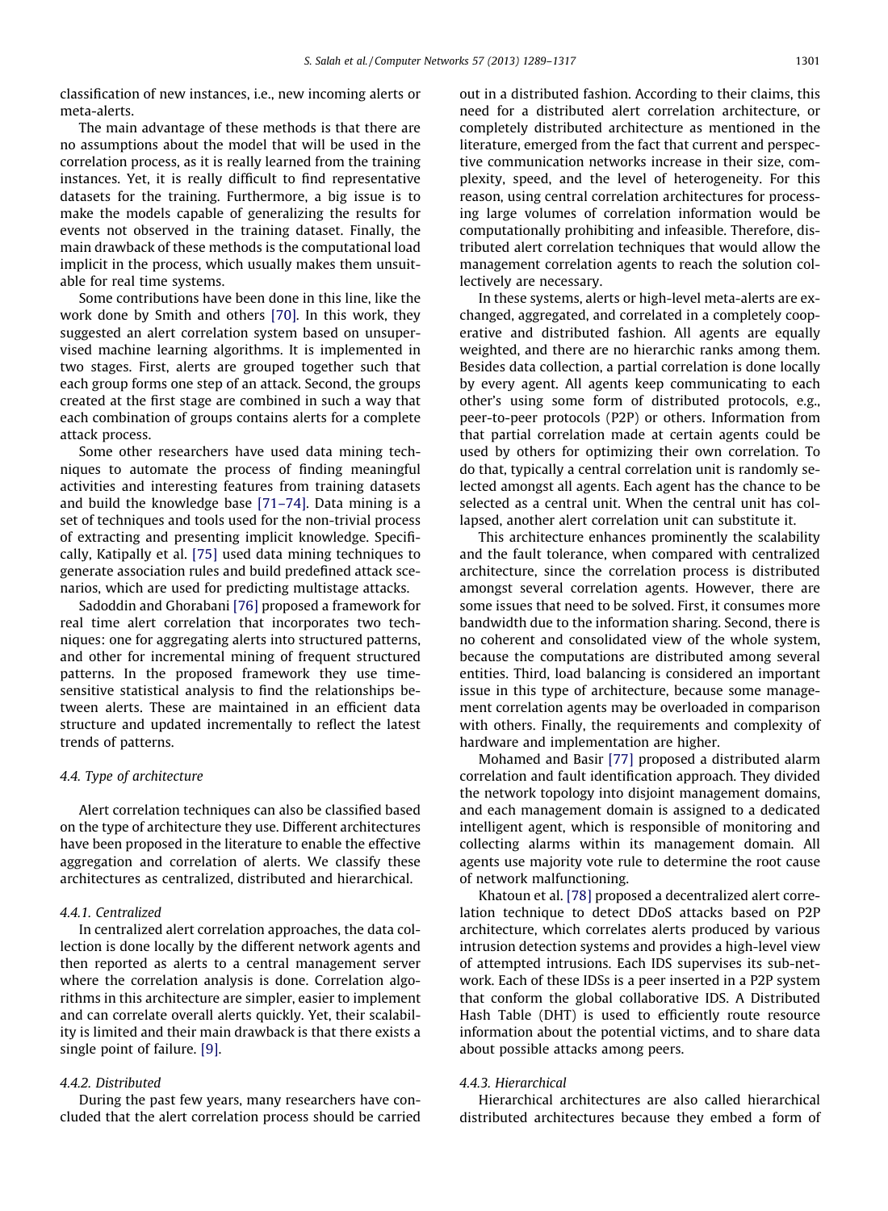classification of new instances, i.e., new incoming alerts or meta-alerts.

The main advantage of these methods is that there are no assumptions about the model that will be used in the correlation process, as it is really learned from the training instances. Yet, it is really difficult to find representative datasets for the training. Furthermore, a big issue is to make the models capable of generalizing the results for events not observed in the training dataset. Finally, the main drawback of these methods is the computational load implicit in the process, which usually makes them unsuitable for real time systems.

Some contributions have been done in this line, like the work done by Smith and others [70]. In this work, they suggested an alert correlation system based on unsupervised machine learning algorithms. It is implemented in two stages. First, alerts are grouped together such that each group forms one step of an attack. Second, the groups created at the first stage are combined in such a way that each combination of groups contains alerts for a complete attack process.

Some other researchers have used data mining techniques to automate the process of finding meaningful activities and interesting features from training datasets and build the knowledge base [71–74]. Data mining is a set of techniques and tools used for the non-trivial process of extracting and presenting implicit knowledge. Specifically, Katipally et al. [75] used data mining techniques to generate association rules and build predefined attack scenarios, which are used for predicting multistage attacks.

Sadoddin and Ghorabani [76] proposed a framework for real time alert correlation that incorporates two techniques: one for aggregating alerts into structured patterns, and other for incremental mining of frequent structured patterns. In the proposed framework they use time-sensitive statistical analysis to find the relationships between alerts. These are maintained in an efficient data structure and updated incrementally to reflect the latest trends of patterns.

### 4.4. Type of architecture

Alert correlation techniques can also be classified based on the type of architecture they use. Different architectures have been proposed in the literature to enable the effective aggregation and correlation of alerts. We classify these architectures as centralized, distributed and hierarchical.

#### 4.4.1. Centralized

In centralized alert correlation approaches, the data collection is done locally by the different network agents and then reported as alerts to a central management server where the correlation analysis is done. Correlation algorithms in this architecture are simpler, easier to implement and can correlate overall alerts quickly. Yet, their scalability is limited and their main drawback is that there exists a single point of failure. [9].

#### 4.4.2. Distributed

During the past few years, many researchers have concluded that the alert correlation process should be carried out in a distributed fashion. According to their claims, this need for a distributed alert correlation architecture, or completely distributed architecture as mentioned in the literature, emerged from the fact that current and perspective communication networks increase in their size, complexity, speed, and the level of heterogeneity. For this reason, using central correlation architectures for processing large volumes of correlation information would be computationally prohibiting and infeasible. Therefore, distributed alert correlation techniques that would allow the management correlation agents to reach the solution collectively are necessary.

In these systems, alerts or high-level meta-alerts are exchanged, aggregated, and correlated in a completely cooperative and distributed fashion. All agents are equally weighted, and there are no hierarchic ranks among them. Besides data collection, a partial correlation is done locally by every agent. All agents keep communicating to each other's using some form of distributed protocols, e.g., peer-to-peer protocols (P2P) or others. Information from that partial correlation made at certain agents could be used by others for optimizing their own correlation. To do that, typically a central correlation unit is randomly selected amongst all agents. Each agent has the chance to be selected as a central unit. When the central unit has collapsed, another alert correlation unit can substitute it.

This architecture enhances prominently the scalability and the fault tolerance, when compared with centralized architecture, since the correlation process is distributed amongst several correlation agents. However, there are some issues that need to be solved. First, it consumes more bandwidth due to the information sharing. Second, there is no coherent and consolidated view of the whole system, because the computations are distributed among several entities. Third, load balancing is considered an important issue in this type of architecture, because some management correlation agents may be overloaded in comparison with others. Finally, the requirements and complexity of hardware and implementation are higher.

Mohamed and Basir [77] proposed a distributed alarm correlation and fault identification approach. They divided the network topology into disjoint management domains, and each management domain is assigned to a dedicated intelligent agent, which is responsible of monitoring and collecting alarms within its management domain. All agents use majority vote rule to determine the root cause of network malfunctioning.

Khatoun et al. [78] proposed a decentralized alert correlation technique to detect DDoS attacks based on P2P architecture, which correlates alerts produced by various intrusion detection systems and provides a high-level view of attempted intrusions. Each IDS supervises its sub-network. Each of these IDSs is a peer inserted in a P2P system that conform the global collaborative IDS. A Distributed Hash Table (DHT) is used to efficiently route resource information about the potential victims, and to share data about possible attacks among peers.

#### 4.4.3. Hierarchical

Hierarchical architectures are also called hierarchical distributed architectures because they embed a form of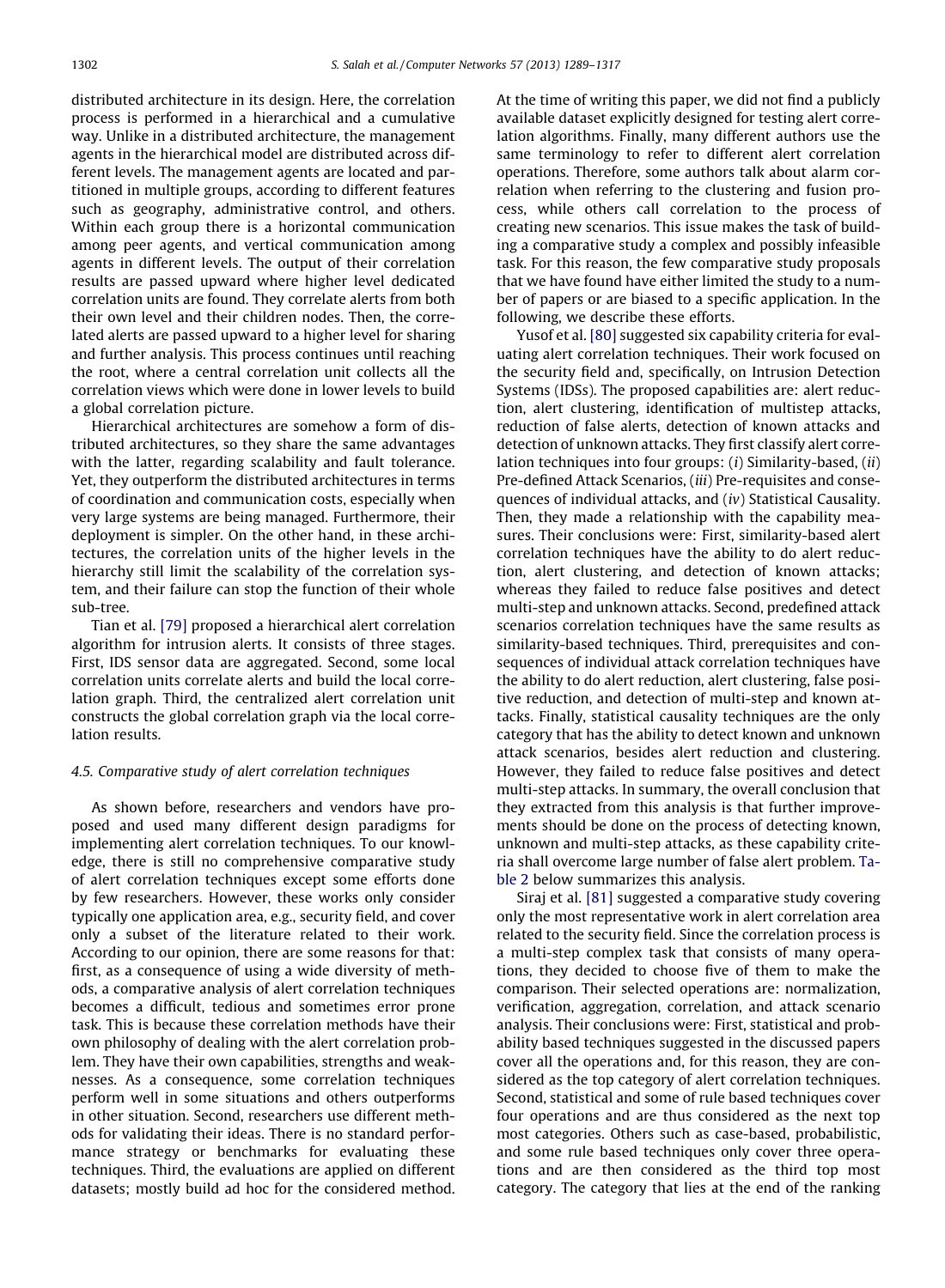distributed architecture in its design. Here, the correlation process is performed in a hierarchical and a cumulative way. Unlike in a distributed architecture, the management agents in the hierarchical model are distributed across different levels. The management agents are located and partitioned in multiple groups, according to different features such as geography, administrative control, and others. Within each group there is a horizontal communication among peer agents, and vertical communication among agents in different levels. The output of their correlation results are passed upward where higher level dedicated correlation units are found. They correlate alerts from both their own level and their children nodes. Then, the correlated alerts are passed upward to a higher level for sharing and further analysis. This process continues until reaching the root, where a central correlation unit collects all the correlation views which were done in lower levels to build a global correlation picture.

Hierarchical architectures are somehow a form of distributed architectures, so they share the same advantages with the latter, regarding scalability and fault tolerance. Yet, they outperform the distributed architectures in terms of coordination and communication costs, especially when very large systems are being managed. Furthermore, their deployment is simpler. On the other hand, in these architectures, the correlation units of the higher levels in the hierarchy still limit the scalability of the correlation system, and their failure can stop the function of their whole sub-tree.

Tian et al. [79] proposed a hierarchical alert correlation algorithm for intrusion alerts. It consists of three stages. First, IDS sensor data are aggregated. Second, some local correlation units correlate alerts and build the local correlation graph. Third, the centralized alert correlation unit constructs the global correlation graph via the local correlation results.

### 4.5. Comparative study of alert correlation techniques

As shown before, researchers and vendors have proposed and used many different design paradigms for implementing alert correlation techniques. To our knowledge, there is still no comprehensive comparative study of alert correlation techniques except some efforts done by few researchers. However, these works only consider typically one application area, e.g., security field, and cover only a subset of the literature related to their work. According to our opinion, there are some reasons for that: first, as a consequence of using a wide diversity of methods, a comparative analysis of alert correlation techniques becomes a difficult, tedious and sometimes error prone task. This is because these correlation methods have their own philosophy of dealing with the alert correlation problem. They have their own capabilities, strengths and weaknesses. As a consequence, some correlation techniques perform well in some situations and others outperforms in other situation. Second, researchers use different methods for validating their ideas. There is no standard performance strategy or benchmarks for evaluating these techniques. Third, the evaluations are applied on different datasets; mostly build ad hoc for the considered method. At the time of writing this paper, we did not find a publicly available dataset explicitly designed for testing alert correlation algorithms. Finally, many different authors use the same terminology to refer to different alert correlation operations. Therefore, some authors talk about alarm correlation when referring to the clustering and fusion process, while others call correlation to the process of creating new scenarios. This issue makes the task of building a comparative study a complex and possibly infeasible task. For this reason, the few comparative study proposals that we have found have either limited the study to a number of papers or are biased to a specific application. In the following, we describe these efforts.

Yusof et al. [80] suggested six capability criteria for evaluating alert correlation techniques. Their work focused on the security field and, specifically, on Intrusion Detection Systems (IDSs). The proposed capabilities are: alert reduction, alert clustering, identification of multistep attacks, reduction of false alerts, detection of known attacks and detection of unknown attacks. They first classify alert correlation techniques into four groups: (*i*) Similarity-based, (*ii*) Pre-defined Attack Scenarios, (*iii*) Pre-requisites and consequences of individual attacks, and (*iv*) Statistical Causality. Then, they made a relationship with the capability measures. Their conclusions were: First, similarity-based alert correlation techniques have the ability to do alert reduction, alert clustering, and detection of known attacks; whereas they failed to reduce false positives and detect multi-step and unknown attacks. Second, predefined attack scenarios correlation techniques have the same results as similarity-based techniques. Third, prerequisites and consequences of individual attack correlation techniques have the ability to do alert reduction, alert clustering, false positive reduction, and detection of multi-step and known attacks. Finally, statistical causality techniques are the only category that has the ability to detect known and unknown attack scenarios, besides alert reduction and clustering. However, they failed to reduce false positives and detect multi-step attacks. In summary, the overall conclusion that they extracted from this analysis is that further improvements should be done on the process of detecting known, unknown and multi-step attacks, as these capability criteria shall overcome large number of false alert problem. Table 2 below summarizes this analysis.

Siraj et al. [81] suggested a comparative study covering only the most representative work in alert correlation area related to the security field. Since the correlation process is a multi-step complex task that consists of many operations, they decided to choose five of them to make the comparison. Their selected operations are: normalization, verification, aggregation, correlation, and attack scenario analysis. Their conclusions were: First, statistical and probability based techniques suggested in the discussed papers cover all the operations and, for this reason, they are considered as the top category of alert correlation techniques. Second, statistical and some of rule based techniques cover four operations and are thus considered as the next top most categories. Others such as case-based, probabilistic, and some rule based techniques only cover three operations and are then considered as the third top most category. The category that lies at the end of the ranking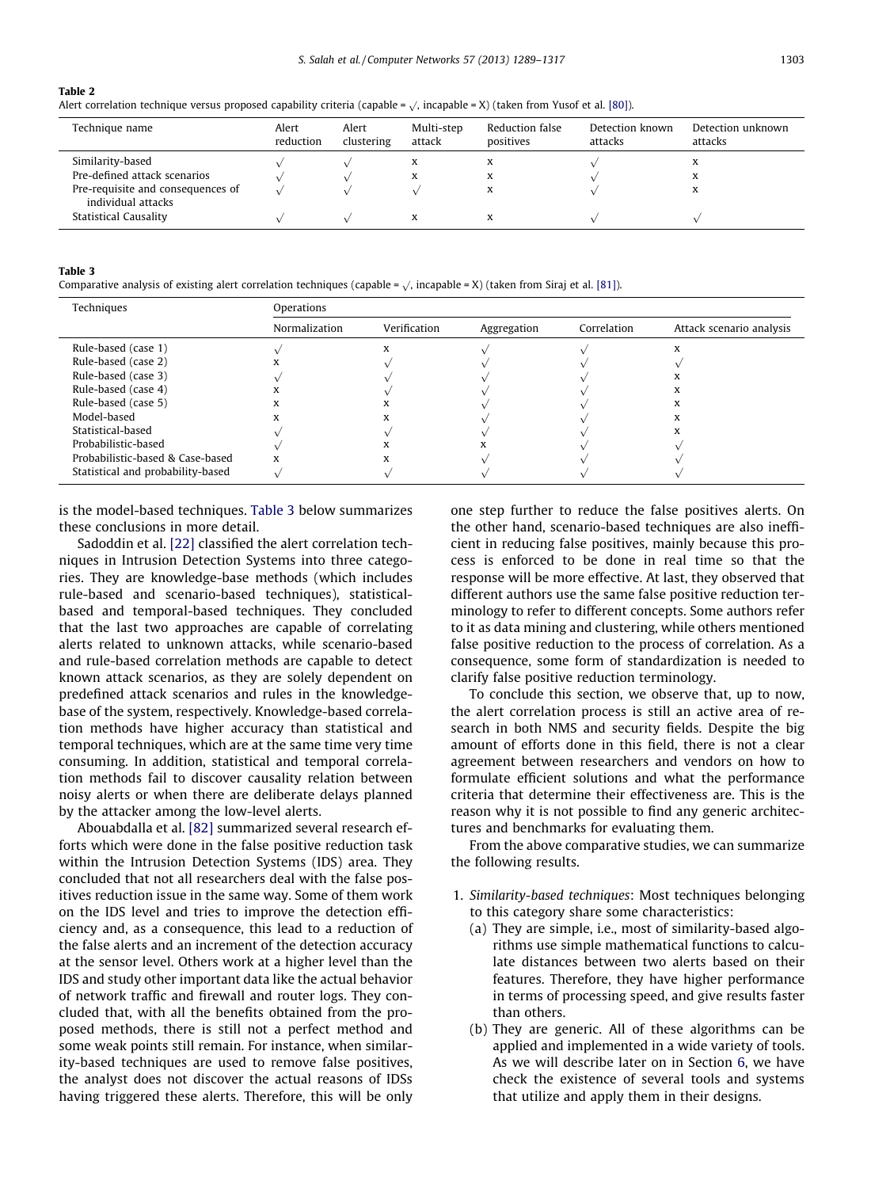**Table 2**
Alert correlation technique versus proposed capability criteria (capable = √, incapable = X) (taken from Yusof et al. [80]).

| Technique name | Alert reduction | Alert clustering | Multi-step attack | Reduction false positives | Detection known attacks | Detection unknown attacks |
|---|---|---|---|---|---|---|
| Similarity-based | √ | √ | x | x | √ | x |
| Pre-defined attack scenarios | √ | √ | x | x | √ | x |
| Pre-requisite and consequences of individual attacks | √ | √ | √ | x | √ | x |
| Statistical Causality | √ | √ | x | x | √ | √ |

**Table 3**
Comparative analysis of existing alert correlation techniques (capable = √, incapable = X) (taken from Siraj et al. [81]).

| Techniques | Operations | | | | |
|---|---|---|---|---|---|
| | Normalization | Verification | Aggregation | Correlation | Attack scenario analysis |
| Rule-based (case 1) | √ | x | √ | √ | x |
| Rule-based (case 2) | x | √ | √ | √ | √ |
| Rule-based (case 3) | √ | √ | √ | √ | x |
| Rule-based (case 4) | x | √ | √ | √ | x |
| Rule-based (case 5) | x | x | √ | √ | x |
| Model-based | x | x | √ | √ | x |
| Statistical-based | √ | √ | √ | √ | x |
| Probabilistic-based | √ | x | x | √ | √ |
| Probabilistic-based & Case-based | x | x | √ | √ | √ |
| Statistical and probability-based | √ | √ | √ | √ | √ |

is the model-based techniques. Table 3 below summarizes these conclusions in more detail.

Sadoddin et al. [22] classified the alert correlation techniques in Intrusion Detection Systems into three categories. They are knowledge-base methods (which includes rule-based and scenario-based techniques), statistical-based and temporal-based techniques. They concluded that the last two approaches are capable of correlating alerts related to unknown attacks, while scenario-based and rule-based correlation methods are capable to detect known attack scenarios, as they are solely dependent on predefined attack scenarios and rules in the knowledge-base of the system, respectively. Knowledge-based correlation methods have higher accuracy than statistical and temporal techniques, which are at the same time very time consuming. In addition, statistical and temporal correlation methods fail to discover causality relation between noisy alerts or when there are deliberate delays planned by the attacker among the low-level alerts.

Abouabdalla et al. [82] summarized several research efforts which were done in the false positive reduction task within the Intrusion Detection Systems (IDS) area. They concluded that not all researchers deal with the false positives reduction issue in the same way. Some of them work on the IDS level and tries to improve the detection efficiency and, as a consequence, this lead to a reduction of the false alerts and an increment of the detection accuracy at the sensor level. Others work at a higher level than the IDS and study other important data like the actual behavior of network traffic and firewall and router logs. They concluded that, with all the benefits obtained from the proposed methods, there is still not a perfect method and some weak points still remain. For instance, when similarity-based techniques are used to remove false positives, the analyst does not discover the actual reasons of IDSs having triggered these alerts. Therefore, this will be only one step further to reduce the false positives alerts. On the other hand, scenario-based techniques are also inefficient in reducing false positives, mainly because this process is enforced to be done in real time so that the response will be more effective. At last, they observed that different authors use the same false positive reduction terminology to refer to different concepts. Some authors refer to it as data mining and clustering, while others mentioned false positive reduction to the process of correlation. As a consequence, some form of standardization is needed to clarify false positive reduction terminology.

To conclude this section, we observe that, up to now, the alert correlation process is still an active area of research in both NMS and security fields. Despite the big amount of efforts done in this field, there is not a clear agreement between researchers and vendors on how to formulate efficient solutions and what the performance criteria that determine their effectiveness are. This is the reason why it is not possible to find any generic architectures and benchmarks for evaluating them.

From the above comparative studies, we can summarize the following results.

1. *Similarity-based techniques*: Most techniques belonging to this category share some characteristics:
   (a) They are simple, i.e., most of similarity-based algorithms use simple mathematical functions to calculate distances between two alerts based on their features. Therefore, they have higher performance in terms of processing speed, and give results faster than others.
   (b) They are generic. All of these algorithms can be applied and implemented in a wide variety of tools. As we will describe later on in Section 6, we have check the existence of several tools and systems that utilize and apply them in their designs.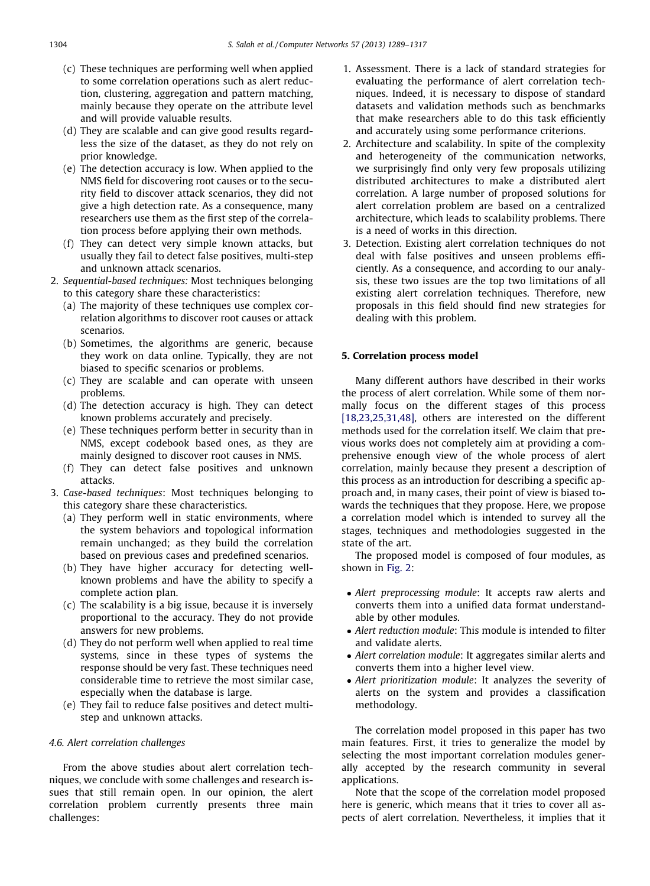(c) These techniques are performing well when applied to some correlation operations such as alert reduction, clustering, aggregation and pattern matching, mainly because they operate on the attribute level and will provide valuable results.

(d) They are scalable and can give good results regardless the size of the dataset, as they do not rely on prior knowledge.

(e) The detection accuracy is low. When applied to the NMS field for discovering root causes or to the security field to discover attack scenarios, they did not give a high detection rate. As a consequence, many researchers use them as the first step of the correlation process before applying their own methods.

(f) They can detect very simple known attacks, but usually they fail to detect false positives, multi-step and unknown attack scenarios.

2. *Sequential-based techniques:* Most techniques belonging to this category share these characteristics:
   (a) The majority of these techniques use complex correlation algorithms to discover root causes or attack scenarios.
   (b) Sometimes, the algorithms are generic, because they work on data online. Typically, they are not biased to specific scenarios or problems.
   (c) They are scalable and can operate with unseen problems.
   (d) The detection accuracy is high. They can detect known problems accurately and precisely.
   (e) These techniques perform better in security than in NMS, except codebook based ones, as they are mainly designed to discover root causes in NMS.
   (f) They can detect false positives and unknown attacks.
3. *Case-based techniques*: Most techniques belonging to this category share these characteristics.
   (a) They perform well in static environments, where the system behaviors and topological information remain unchanged; as they build the correlation based on previous cases and predefined scenarios.
   (b) They have higher accuracy for detecting well-known problems and have the ability to specify a complete action plan.
   (c) The scalability is a big issue, because it is inversely proportional to the accuracy. They do not provide answers for new problems.
   (d) They do not perform well when applied to real time systems, since in these types of systems the response should be very fast. These techniques need considerable time to retrieve the most similar case, especially when the database is large.
   (e) They fail to reduce false positives and detect multi-step and unknown attacks.

### 4.6. Alert correlation challenges

From the above studies about alert correlation techniques, we conclude with some challenges and research issues that still remain open. In our opinion, the alert correlation problem currently presents three main challenges:

1. Assessment. There is a lack of standard strategies for evaluating the performance of alert correlation techniques. Indeed, it is necessary to dispose of standard datasets and validation methods such as benchmarks that make researchers able to do this task efficiently and accurately using some performance criterions.
2. Architecture and scalability. In spite of the complexity and heterogeneity of the communication networks, we surprisingly find only very few proposals utilizing distributed architectures to make a distributed alert correlation. A large number of proposed solutions for alert correlation problem are based on a centralized architecture, which leads to scalability problems. There is a need of works in this direction.
3. Detection. Existing alert correlation techniques do not deal with false positives and unseen problems efficiently. As a consequence, and according to our analysis, these two issues are the top two limitations of all existing alert correlation techniques. Therefore, new proposals in this field should find new strategies for dealing with this problem.

## 5. Correlation process model

Many different authors have described in their works the process of alert correlation. While some of them normally focus on the different stages of this process [18,23,25,31,48], others are interested on the different methods used for the correlation itself. We claim that previous works does not completely aim at providing a comprehensive enough view of the whole process of alert correlation, mainly because they present a description of this process as an introduction for describing a specific approach and, in many cases, their point of view is biased towards the techniques that they propose. Here, we propose a correlation model which is intended to survey all the stages, techniques and methodologies suggested in the state of the art.

The proposed model is composed of four modules, as shown in Fig. 2:

- *Alert preprocessing module*: It accepts raw alerts and converts them into a unified data format understandable by other modules.
- *Alert reduction module*: This module is intended to filter and validate alerts.
- *Alert correlation module*: It aggregates similar alerts and converts them into a higher level view.
- *Alert prioritization module*: It analyzes the severity of alerts on the system and provides a classification methodology.

The correlation model proposed in this paper has two main features. First, it tries to generalize the model by selecting the most important correlation modules generally accepted by the research community in several applications.

Note that the scope of the correlation model proposed here is generic, which means that it tries to cover all aspects of alert correlation. Nevertheless, it implies that it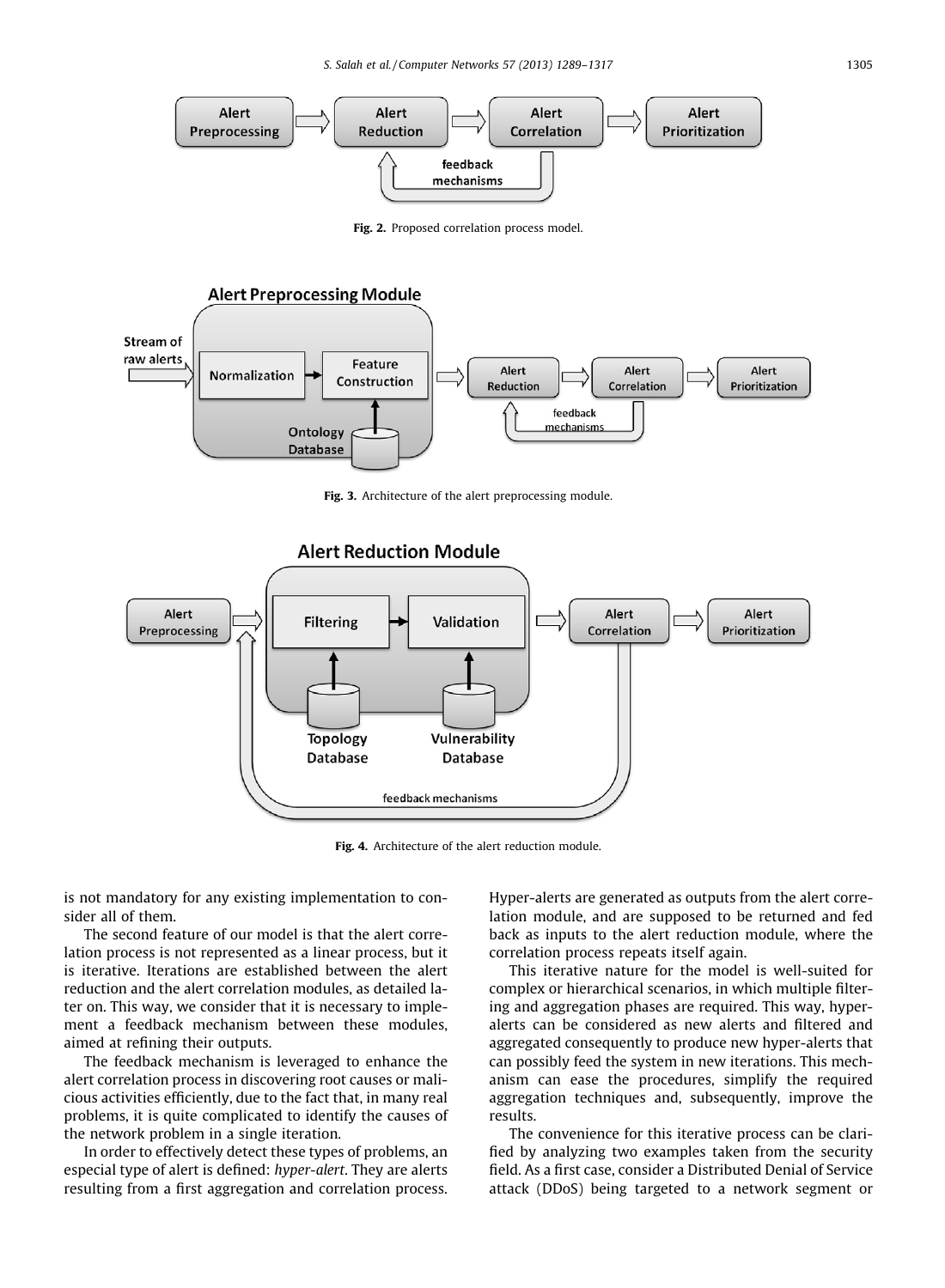Fig. 2. Proposed correlation process model.

Fig. 3. Architecture of the alert preprocessing module.

Fig. 4. Architecture of the alert reduction module.

is not mandatory for any existing implementation to consider all of them.

The second feature of our model is that the alert correlation process is not represented as a linear process, but it is iterative. Iterations are established between the alert reduction and the alert correlation modules, as detailed later on. This way, we consider that it is necessary to implement a feedback mechanism between these modules, aimed at refining their outputs.

The feedback mechanism is leveraged to enhance the alert correlation process in discovering root causes or malicious activities efficiently, due to the fact that, in many real problems, it is quite complicated to identify the causes of the network problem in a single iteration.

In order to effectively detect these types of problems, an especial type of alert is defined: *hyper-alert*. They are alerts resulting from a first aggregation and correlation process. Hyper-alerts are generated as outputs from the alert correlation module, and are supposed to be returned and fed back as inputs to the alert reduction module, where the correlation process repeats itself again.

This iterative nature for the model is well-suited for complex or hierarchical scenarios, in which multiple filtering and aggregation phases are required. This way, hyper-alerts can be considered as new alerts and filtered and aggregated consequently to produce new hyper-alerts that can possibly feed the system in new iterations. This mechanism can ease the procedures, simplify the required aggregation techniques and, subsequently, improve the results.

The convenience for this iterative process can be clarified by analyzing two examples taken from the security field. As a first case, consider a Distributed Denial of Service attack (DDoS) being targeted to a network segment or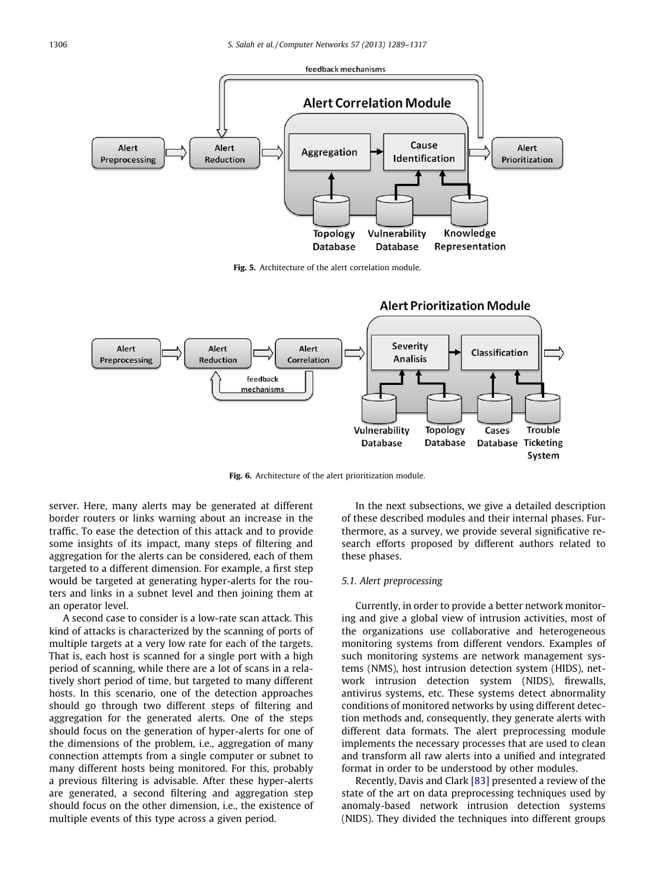feedback mechanisms

Alert Correlation Module

Alert Preprocessing

Alert Reduction

Aggregation

Cause Identification

Alert Prioritization

Topology Database

Vulnerability Database

Knowledge Representation

**Fig. 5.** Architecture of the alert correlation module.

Alert Prioritization Module

Alert Preprocessing

Alert Reduction

Alert Correlation

feedback mechanisms

Severity Analisis

Classification

Vulnerability Database

Topology Database

Cases Database

Trouble Ticketing System

**Fig. 6.** Architecture of the alert prioritization module.

server. Here, many alerts may be generated at different border routers or links warning about an increase in the traffic. To ease the detection of this attack and to provide some insights of its impact, many steps of filtering and aggregation for the alerts can be considered, each of them targeted to a different dimension. For example, a first step would be targeted at generating hyper-alerts for the routers and links in a subnet level and then joining them at an operator level.

A second case to consider is a low-rate scan attack. This kind of attacks is characterized by the scanning of ports of multiple targets at a very low rate for each of the targets. That is, each host is scanned for a single port with a high period of scanning, while there are a lot of scans in a relatively short period of time, but targeted to many different hosts. In this scenario, one of the detection approaches should go through two different steps of filtering and aggregation for the generated alerts. One of the steps should focus on the generation of hyper-alerts for one of the dimensions of the problem, i.e., aggregation of many connection attempts from a single computer or subnet to many different hosts being monitored. For this, probably a previous filtering is advisable. After these hyper-alerts are generated, a second filtering and aggregation step should focus on the other dimension, i.e., the existence of multiple events of this type across a given period.

In the next subsections, we give a detailed description of these described modules and their internal phases. Furthermore, as a survey, we provide several significative research efforts proposed by different authors related to these phases.

### 5.1. Alert preprocessing

Currently, in order to provide a better network monitoring and give a global view of intrusion activities, most of the organizations use collaborative and heterogeneous monitoring systems from different vendors. Examples of such monitoring systems are network management systems (NMS), host intrusion detection system (HIDS), network intrusion detection system (NIDS), firewalls, antivirus systems, etc. These systems detect abnormality conditions of monitored networks by using different detection methods and, consequently, they generate alerts with different data formats. The alert preprocessing module implements the necessary processes that are used to clean and transform all raw alerts into a unified and integrated format in order to be understood by other modules.

Recently, Davis and Clark [83] presented a review of the state of the art on data preprocessing techniques used by anomaly-based network intrusion detection systems (NIDS). They divided the techniques into different groups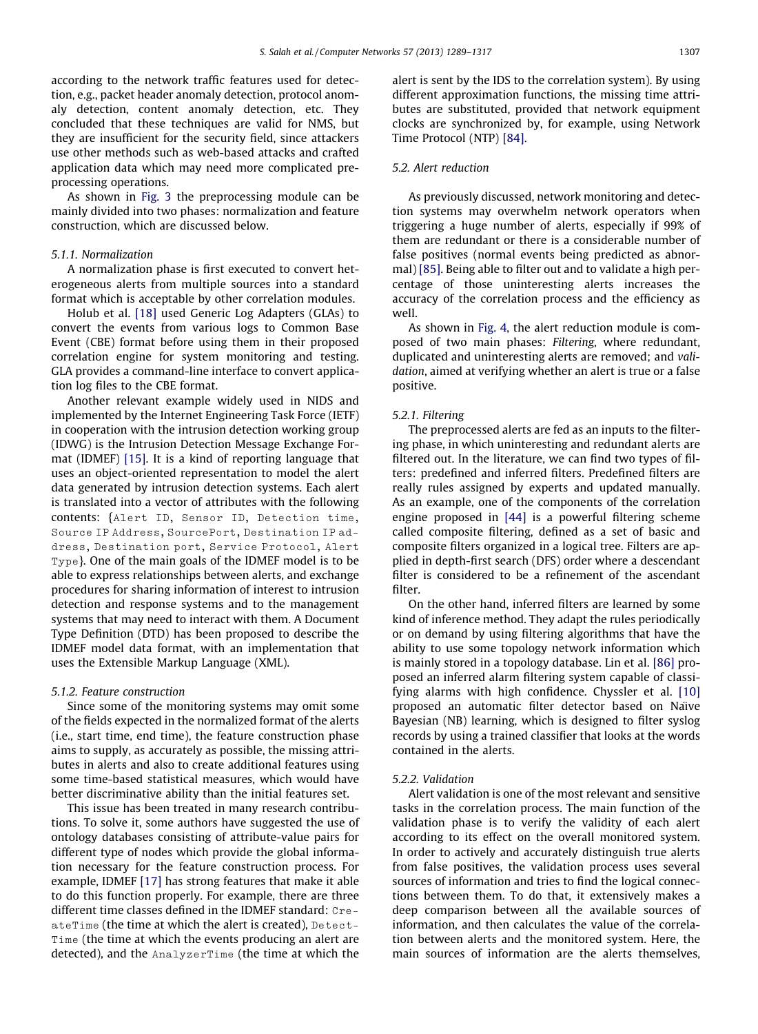according to the network traffic features used for detection, e.g., packet header anomaly detection, protocol anomaly detection, content anomaly detection, etc. They concluded that these techniques are valid for NMS, but they are insufficient for the security field, since attackers use other methods such as web-based attacks and crafted application data which may need more complicated preprocessing operations.

As shown in Fig. 3 the preprocessing module can be mainly divided into two phases: normalization and feature construction, which are discussed below.

#### 5.1.1. Normalization

A normalization phase is first executed to convert heterogeneous alerts from multiple sources into a standard format which is acceptable by other correlation modules.

Holub et al. [18] used Generic Log Adapters (GLAs) to convert the events from various logs to Common Base Event (CBE) format before using them in their proposed correlation engine for system monitoring and testing. GLA provides a command-line interface to convert application log files to the CBE format.

Another relevant example widely used in NIDS and implemented by the Internet Engineering Task Force (IETF) in cooperation with the intrusion detection working group (IDWG) is the Intrusion Detection Message Exchange Format (IDMEF) [15]. It is a kind of reporting language that uses an object-oriented representation to model the alert data generated by intrusion detection systems. Each alert is translated into a vector of attributes with the following contents: {`Alert ID`, `Sensor ID`, `Detection time`, `Source IP Address`, `SourcePort`, `Destination IP address`, `Destination port`, `Service Protocol`, `Alert Type`}. One of the main goals of the IDMEF model is to be able to express relationships between alerts, and exchange procedures for sharing information of interest to intrusion detection and response systems and to the management systems that may need to interact with them. A Document Type Definition (DTD) has been proposed to describe the IDMEF model data format, with an implementation that uses the Extensible Markup Language (XML).

#### 5.1.2. Feature construction

Since some of the monitoring systems may omit some of the fields expected in the normalized format of the alerts (i.e., start time, end time), the feature construction phase aims to supply, as accurately as possible, the missing attributes in alerts and also to create additional features using some time-based statistical measures, which would have better discriminative ability than the initial features set.

This issue has been treated in many research contributions. To solve it, some authors have suggested the use of ontology databases consisting of attribute-value pairs for different type of nodes which provide the global information necessary for the feature construction process. For example, IDMEF [17] has strong features that make it able to do this function properly. For example, there are three different time classes defined in the IDMEF standard: `CreateTime` (the time at which the alert is created), `DetectTime` (the time at which the events producing an alert are detected), and the `AnalyzerTime` (the time at which the alert is sent by the IDS to the correlation system). By using different approximation functions, the missing time attributes are substituted, provided that network equipment clocks are synchronized by, for example, using Network Time Protocol (NTP) [84].

### 5.2. Alert reduction

As previously discussed, network monitoring and detection systems may overwhelm network operators when triggering a huge number of alerts, especially if 99% of them are redundant or there is a considerable number of false positives (normal events being predicted as abnormal) [85]. Being able to filter out and to validate a high percentage of those uninteresting alerts increases the accuracy of the correlation process and the efficiency as well.

As shown in Fig. 4, the alert reduction module is composed of two main phases: *Filtering*, where redundant, duplicated and uninteresting alerts are removed; and *validation*, aimed at verifying whether an alert is true or a false positive.

#### 5.2.1. Filtering

The preprocessed alerts are fed as an inputs to the filtering phase, in which uninteresting and redundant alerts are filtered out. In the literature, we can find two types of filters: predefined and inferred filters. Predefined filters are really rules assigned by experts and updated manually. As an example, one of the components of the correlation engine proposed in [44] is a powerful filtering scheme called composite filtering, defined as a set of basic and composite filters organized in a logical tree. Filters are applied in depth-first search (DFS) order where a descendant filter is considered to be a refinement of the ascendant filter.

On the other hand, inferred filters are learned by some kind of inference method. They adapt the rules periodically or on demand by using filtering algorithms that have the ability to use some topology network information which is mainly stored in a topology database. Lin et al. [86] proposed an inferred alarm filtering system capable of classifying alarms with high confidence. Chyssler et al. [10] proposed an automatic filter detector based on Naïve Bayesian (NB) learning, which is designed to filter syslog records by using a trained classifier that looks at the words contained in the alerts.

#### 5.2.2. Validation

Alert validation is one of the most relevant and sensitive tasks in the correlation process. The main function of the validation phase is to verify the validity of each alert according to its effect on the overall monitored system. In order to actively and accurately distinguish true alerts from false positives, the validation process uses several sources of information and tries to find the logical connections between them. To do that, it extensively makes a deep comparison between all the available sources of information, and then calculates the value of the correlation between alerts and the monitored system. Here, the main sources of information are the alerts themselves,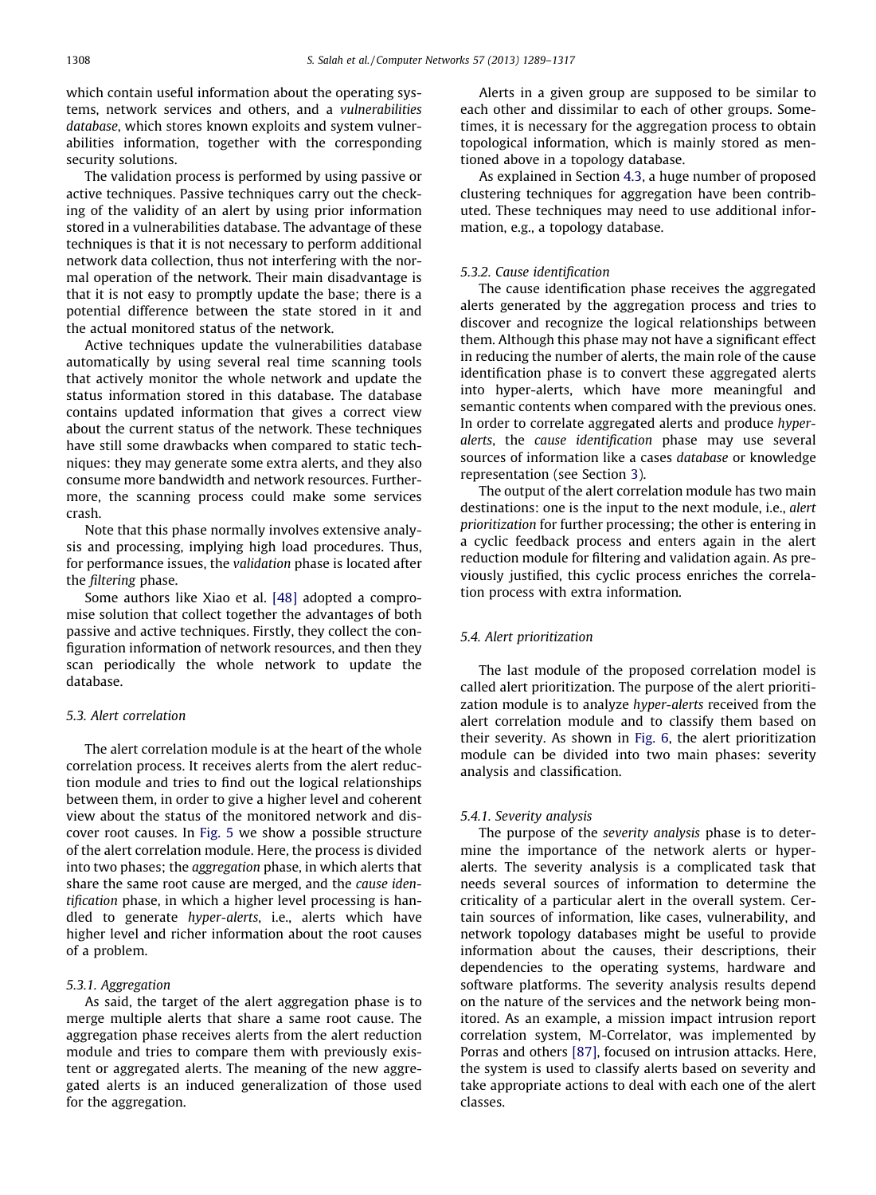which contain useful information about the operating systems, network services and others, and a *vulnerabilities database*, which stores known exploits and system vulnerabilities information, together with the corresponding security solutions.

The validation process is performed by using passive or active techniques. Passive techniques carry out the checking of the validity of an alert by using prior information stored in a vulnerabilities database. The advantage of these techniques is that it is not necessary to perform additional network data collection, thus not interfering with the normal operation of the network. Their main disadvantage is that it is not easy to promptly update the base; there is a potential difference between the state stored in it and the actual monitored status of the network.

Active techniques update the vulnerabilities database automatically by using several real time scanning tools that actively monitor the whole network and update the status information stored in this database. The database contains updated information that gives a correct view about the current status of the network. These techniques have still some drawbacks when compared to static techniques: they may generate some extra alerts, and they also consume more bandwidth and network resources. Furthermore, the scanning process could make some services crash.

Note that this phase normally involves extensive analysis and processing, implying high load procedures. Thus, for performance issues, the *validation* phase is located after the *filtering* phase.

Some authors like Xiao et al. [48] adopted a compromise solution that collect together the advantages of both passive and active techniques. Firstly, they collect the configuration information of network resources, and then they scan periodically the whole network to update the database.

### 5.3. Alert correlation

The alert correlation module is at the heart of the whole correlation process. It receives alerts from the alert reduction module and tries to find out the logical relationships between them, in order to give a higher level and coherent view about the status of the monitored network and discover root causes. In Fig. 5 we show a possible structure of the alert correlation module. Here, the process is divided into two phases; the *aggregation* phase, in which alerts that share the same root cause are merged, and the *cause identification* phase, in which a higher level processing is handled to generate *hyper-alerts*, i.e., alerts which have higher level and richer information about the root causes of a problem.

#### 5.3.1. Aggregation

As said, the target of the alert aggregation phase is to merge multiple alerts that share a same root cause. The aggregation phase receives alerts from the alert reduction module and tries to compare them with previously existent or aggregated alerts. The meaning of the new aggregated alerts is an induced generalization of those used for the aggregation.

Alerts in a given group are supposed to be similar to each other and dissimilar to each of other groups. Sometimes, it is necessary for the aggregation process to obtain topological information, which is mainly stored as mentioned above in a topology database.

As explained in Section 4.3, a huge number of proposed clustering techniques for aggregation have been contributed. These techniques may need to use additional information, e.g., a topology database.

#### 5.3.2. Cause identification

The cause identification phase receives the aggregated alerts generated by the aggregation process and tries to discover and recognize the logical relationships between them. Although this phase may not have a significant effect in reducing the number of alerts, the main role of the cause identification phase is to convert these aggregated alerts into hyper-alerts, which have more meaningful and semantic contents when compared with the previous ones. In order to correlate aggregated alerts and produce *hyper-alerts*, the *cause identification* phase may use several sources of information like a cases *database* or knowledge representation (see Section 3).

The output of the alert correlation module has two main destinations: one is the input to the next module, i.e., *alert prioritization* for further processing; the other is entering in a cyclic feedback process and enters again in the alert reduction module for filtering and validation again. As previously justified, this cyclic process enriches the correlation process with extra information.

### 5.4. Alert prioritization

The last module of the proposed correlation model is called alert prioritization. The purpose of the alert prioritization module is to analyze *hyper-alerts* received from the alert correlation module and to classify them based on their severity. As shown in Fig. 6, the alert prioritization module can be divided into two main phases: severity analysis and classification.

#### 5.4.1. Severity analysis

The purpose of the *severity analysis* phase is to determine the importance of the network alerts or hyper-alerts. The severity analysis is a complicated task that needs several sources of information to determine the criticality of a particular alert in the overall system. Certain sources of information, like cases, vulnerability, and network topology databases might be useful to provide information about the causes, their descriptions, their dependencies to the operating systems, hardware and software platforms. The severity analysis results depend on the nature of the services and the network being monitored. As an example, a mission impact intrusion report correlation system, M-Correlator, was implemented by Porras and others [87], focused on intrusion attacks. Here, the system is used to classify alerts based on severity and take appropriate actions to deal with each one of the alert classes.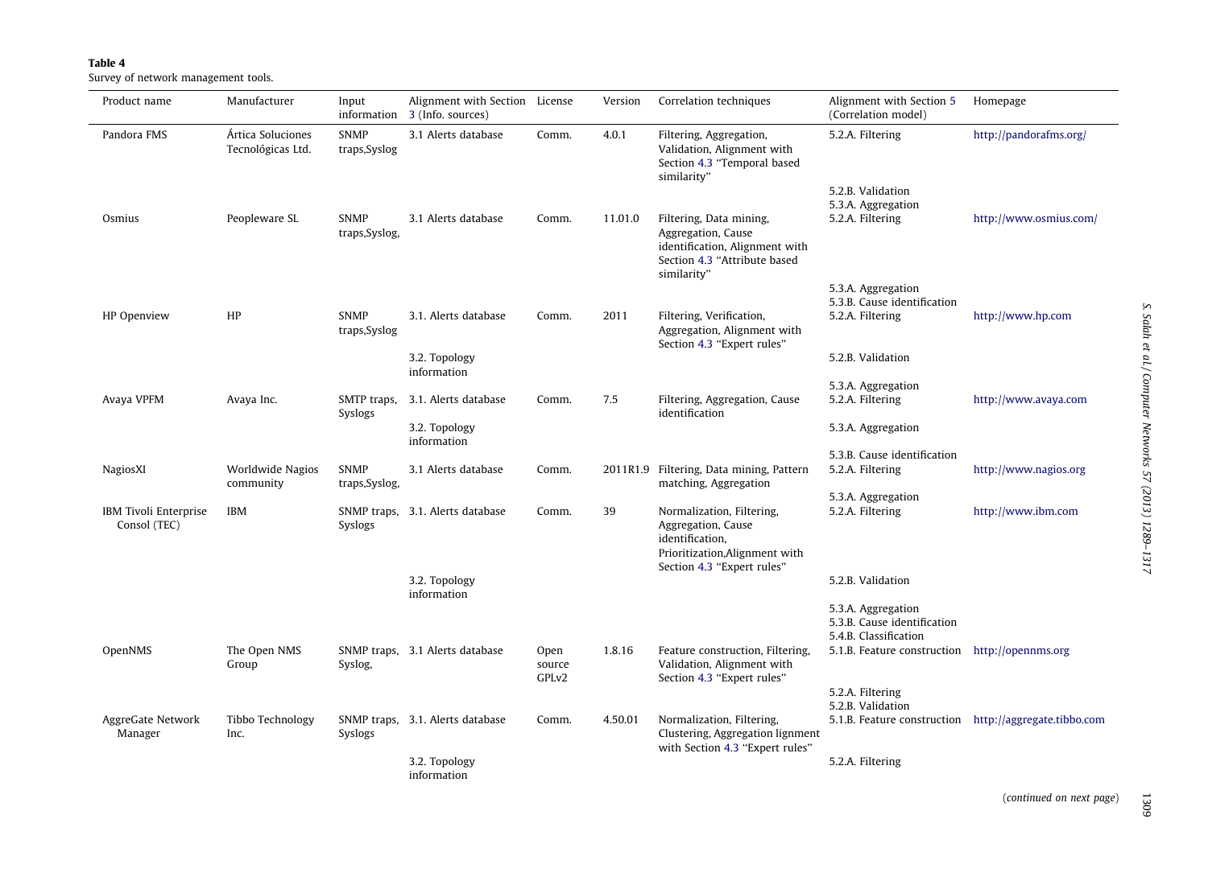**Table 4**
Survey of network management tools.

| Product name | Manufacturer | Input information | Alignment with Section 3 (Info. sources) | License | Version | Correlation techniques | Alignment with Section 5 (Correlation model) | Homepage |
|---|---|---|---|---|---|---|---|---|
| Pandora FMS | Ártica Soluciones Tecnológicas Ltd. | SNMP traps,Syslog | 3.1 Alerts database | Comm. | 4.0.1 | Filtering, Aggregation, Validation, Alignment with Section 4.3 "Temporal based similarity" | 5.2.A. Filtering | http://pandorafms.org/ |
| | | | | | | | 5.2.B. Validation | |
| | | | | | | | 5.3.A. Aggregation | |
| Osmius | Peopleware SL | SNMP traps,Syslog, | 3.1 Alerts database | Comm. | 11.01.0 | Filtering, Data mining, Aggregation, Cause identification, Alignment with Section 4.3 "Attribute based similarity" | 5.2.A. Filtering | http://www.osmius.com/ |
| | | | | | | | 5.3.A. Aggregation | |
| | | | | | | | 5.3.B. Cause identification | |
| HP Openview | HP | SNMP traps,Syslog | 3.1. Alerts database | Comm. | 2011 | Filtering, Verification, Aggregation, Alignment with Section 4.3 "Expert rules" | 5.2.A. Filtering | http://www.hp.com |
| | | | 3.2. Topology information | | | | 5.2.B. Validation | |
| | | | | | | | 5.3.A. Aggregation | |
| Avaya VPFM | Avaya Inc. | SMTP traps, Syslogs | 3.1. Alerts database | Comm. | 7.5 | Filtering, Aggregation, Cause identification | 5.2.A. Filtering | http://www.avaya.com |
| | | | 3.2. Topology information | | | | 5.3.A. Aggregation | |
| | | | | | | | 5.3.B. Cause identification | |
| NagiosXI | Worldwide Nagios community | SNMP traps,Syslog, | 3.1 Alerts database | Comm. | 2011R1.9 | Filtering, Data mining, Pattern matching, Aggregation | 5.2.A. Filtering | http://www.nagios.org |
| | | | | | | | 5.3.A. Aggregation | |
| IBM Tivoli Enterprise Consol (TEC) | IBM | SNMP traps, Syslogs | 3.1. Alerts database | Comm. | 39 | Normalization, Filtering, Aggregation, Cause identification, Prioritization,Alignment with Section 4.3 "Expert rules" | 5.2.A. Filtering | http://www.ibm.com |
| | | | 3.2. Topology information | | | | 5.2.B. Validation | |
| | | | | | | | 5.3.A. Aggregation | |
| | | | | | | | 5.3.B. Cause identification | |
| | | | | | | | 5.4.B. Classification | |
| OpenNMS | The Open NMS Group | SNMP traps, Syslog, | 3.1 Alerts database | Open source GPLv2 | 1.8.16 | Feature construction, Filtering, Validation, Alignment with Section 4.3 "Expert rules" | 5.1.B. Feature construction | http://opennms.org |
| | | | | | | | 5.2.A. Filtering | |
| | | | | | | | 5.2.B. Validation | |
| AggreGate Network Manager | Tibbo Technology Inc. | SNMP traps, Syslogs | 3.1. Alerts database | Comm. | 4.50.01 | Normalization, Filtering, Clustering, Aggregation lignment with Section 4.3 "Expert rules" | 5.1.B. Feature construction | http://aggregate.tibbo.com |
| | | | 3.2. Topology information | | | | 5.2.A. Filtering | |

(*continued on next page*)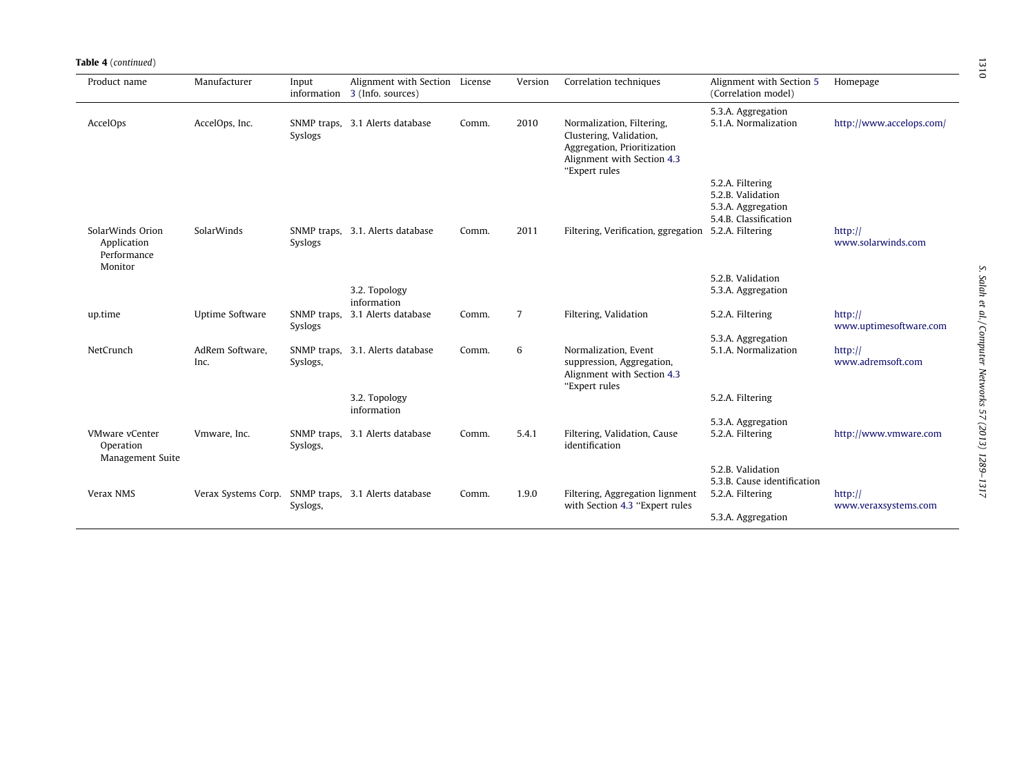**Table 4** (*continued*)

| Product name | Manufacturer | Input information | Alignment with Section 3 (Info. sources) | License | Version | Correlation techniques | Alignment with Section 5 (Correlation model) | Homepage |
|---|---|---|---|---|---|---|---|---|
| AccelOps | AccelOps, Inc. | SNMP traps, Syslogs | 3.1 Alerts database | Comm. | 2010 | Normalization, Filtering, Clustering, Validation, Aggregation, Prioritization Alignment with Section 4.3 "Expert rules | 5.3.A. Aggregation 5.1.A. Normalization 5.2.A. Filtering 5.2.B. Validation 5.3.A. Aggregation 5.4.B. Classification | http://www.accelops.com/ |
| SolarWinds Orion Application Performance Monitor | SolarWinds | SNMP traps, Syslogs | 3.1. Alerts database 3.2. Topology information | Comm. | 2011 | Filtering, Verification, ggregation | 5.2.A. Filtering 5.2.B. Validation 5.3.A. Aggregation | http://www.solarwinds.com |
| up.time | Uptime Software | SNMP traps, Syslogs | 3.1 Alerts database | Comm. | 7 | Filtering, Validation | 5.2.A. Filtering 5.3.A. Aggregation | http://www.uptimesoftware.com |
| NetCrunch | AdRem Software, Inc. | SNMP traps, Syslogs, | 3.1. Alerts database 3.2. Topology information | Comm. | 6 | Normalization, Event suppression, Aggregation, Alignment with Section 4.3 "Expert rules | 5.1.A. Normalization 5.2.A. Filtering 5.3.A. Aggregation | http://www.adremsoft.com |
| VMware vCenter Operation Management Suite | Vmware, Inc. | SNMP traps, Syslogs, | 3.1 Alerts database | Comm. | 5.4.1 | Filtering, Validation, Cause identification | 5.2.A. Filtering 5.2.B. Validation 5.3.B. Cause identification | http://www.vmware.com |
| Verax NMS | Verax Systems Corp. | SNMP traps, Syslogs, | 3.1 Alerts database | Comm. | 1.9.0 | Filtering, Aggregation lignment with Section 4.3 "Expert rules | 5.2.A. Filtering 5.3.A. Aggregation | http://www.veraxsystems.com |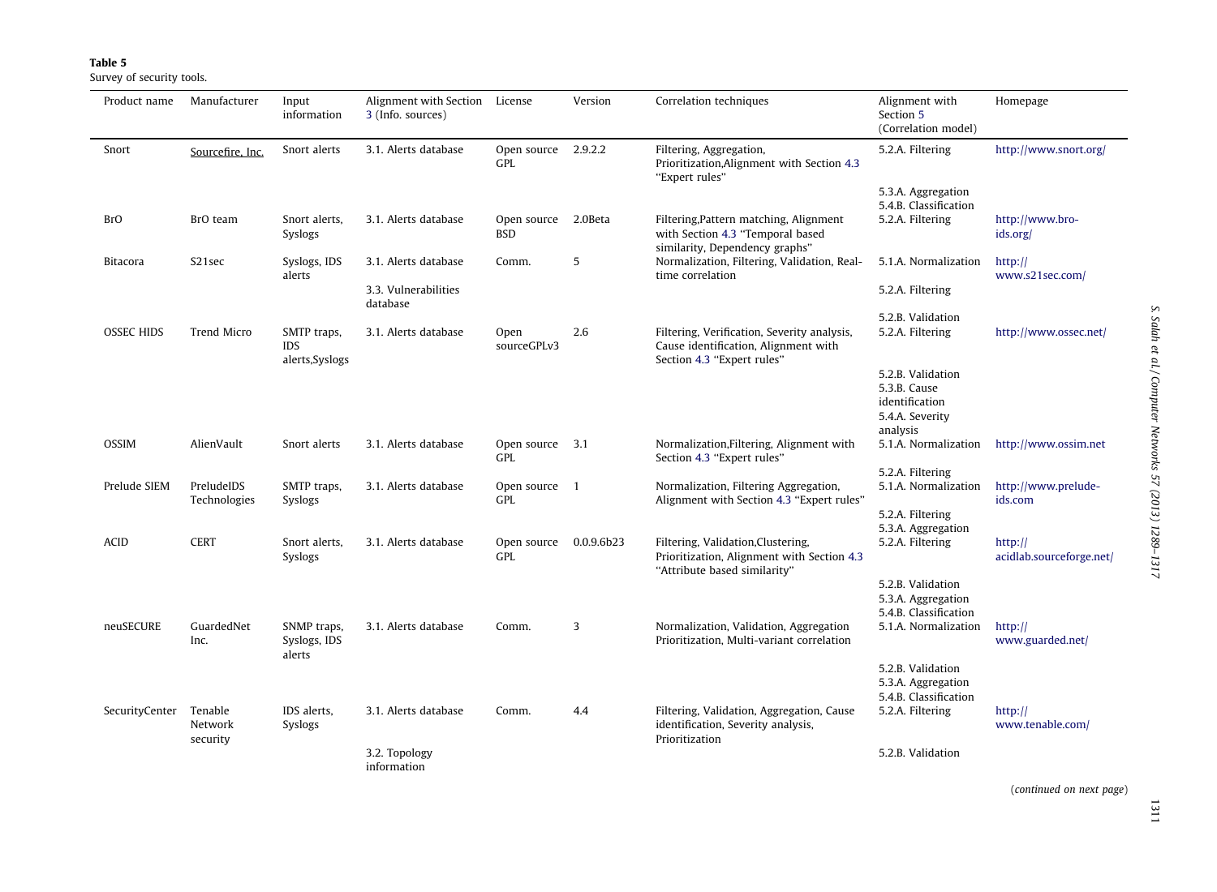**Table 5**
Survey of security tools.

| Product name | Manufacturer | Input information | Alignment with Section 3 (Info. sources) | License | Version | Correlation techniques | Alignment with Section 5 (Correlation model) | Homepage |
|---|---|---|---|---|---|---|---|---|
| Snort | Sourcefire, Inc. | Snort alerts | 3.1. Alerts database | Open source GPL | 2.9.2.2 | Filtering, Aggregation, Prioritization,Alignment with Section 4.3 "Expert rules" | 5.2.A. Filtering<br>5.3.A. Aggregation<br>5.4.B. Classification | http://www.snort.org/ |
| BrO | BrO team | Snort alerts, Syslogs | 3.1. Alerts database | Open source BSD | 2.0Beta | Filtering,Pattern matching, Alignment with Section 4.3 "Temporal based similarity, Dependency graphs" | 5.2.A. Filtering | http://www.bro-ids.org/ |
| Bitacora | S21sec | Syslogs, IDS alerts | 3.1. Alerts database<br>3.3. Vulnerabilities database | Comm. | 5 | Normalization, Filtering, Validation, Real-time correlation | 5.1.A. Normalization<br>5.2.A. Filtering<br>5.2.B. Validation | http://www.s21sec.com/ |
| OSSEC HIDS | Trend Micro | SMTP traps, IDS alerts,Syslogs | 3.1. Alerts database | Open sourceGPLv3 | 2.6 | Filtering, Verification, Severity analysis, Cause identification, Alignment with Section 4.3 "Expert rules" | 5.2.A. Filtering<br>5.2.B. Validation<br>5.3.B. Cause identification<br>5.4.A. Severity analysis | http://www.ossec.net/ |
| OSSIM | AlienVault | Snort alerts | 3.1. Alerts database | Open source GPL | 3.1 | Normalization,Filtering, Alignment with Section 4.3 "Expert rules" | 5.1.A. Normalization<br>5.2.A. Filtering | http://www.ossim.net |
| Prelude SIEM | PreludeIDS Technologies | SMTP traps, Syslogs | 3.1. Alerts database | Open source GPL | 1 | Normalization, Filtering Aggregation, Alignment with Section 4.3 "Expert rules" | 5.1.A. Normalization<br>5.2.A. Filtering<br>5.3.A. Aggregation | http://www.prelude-ids.com |
| ACID | CERT | Snort alerts, Syslogs | 3.1. Alerts database | Open source GPL | 0.0.9.6b23 | Filtering, Validation,Clustering, Prioritization, Alignment with Section 4.3 "Attribute based similarity" | 5.2.A. Filtering<br>5.2.B. Validation<br>5.3.A. Aggregation<br>5.4.B. Classification | http://acidlab.sourceforge.net/ |
| neuSECURE | GuardedNet Inc. | SNMP traps, Syslogs, IDS alerts | 3.1. Alerts database | Comm. | 3 | Normalization, Validation, Aggregation Prioritization, Multi-variant correlation | 5.1.A. Normalization<br>5.2.B. Validation<br>5.3.A. Aggregation<br>5.4.B. Classification | http://www.guarded.net/ |
| SecurityCenter | Tenable Network security | IDS alerts, Syslogs | 3.1. Alerts database<br>3.2. Topology information | Comm. | 4.4 | Filtering, Validation, Aggregation, Cause identification, Severity analysis, Prioritization | 5.2.A. Filtering<br>5.2.B. Validation | http://www.tenable.com/ |

(*continued on next page*)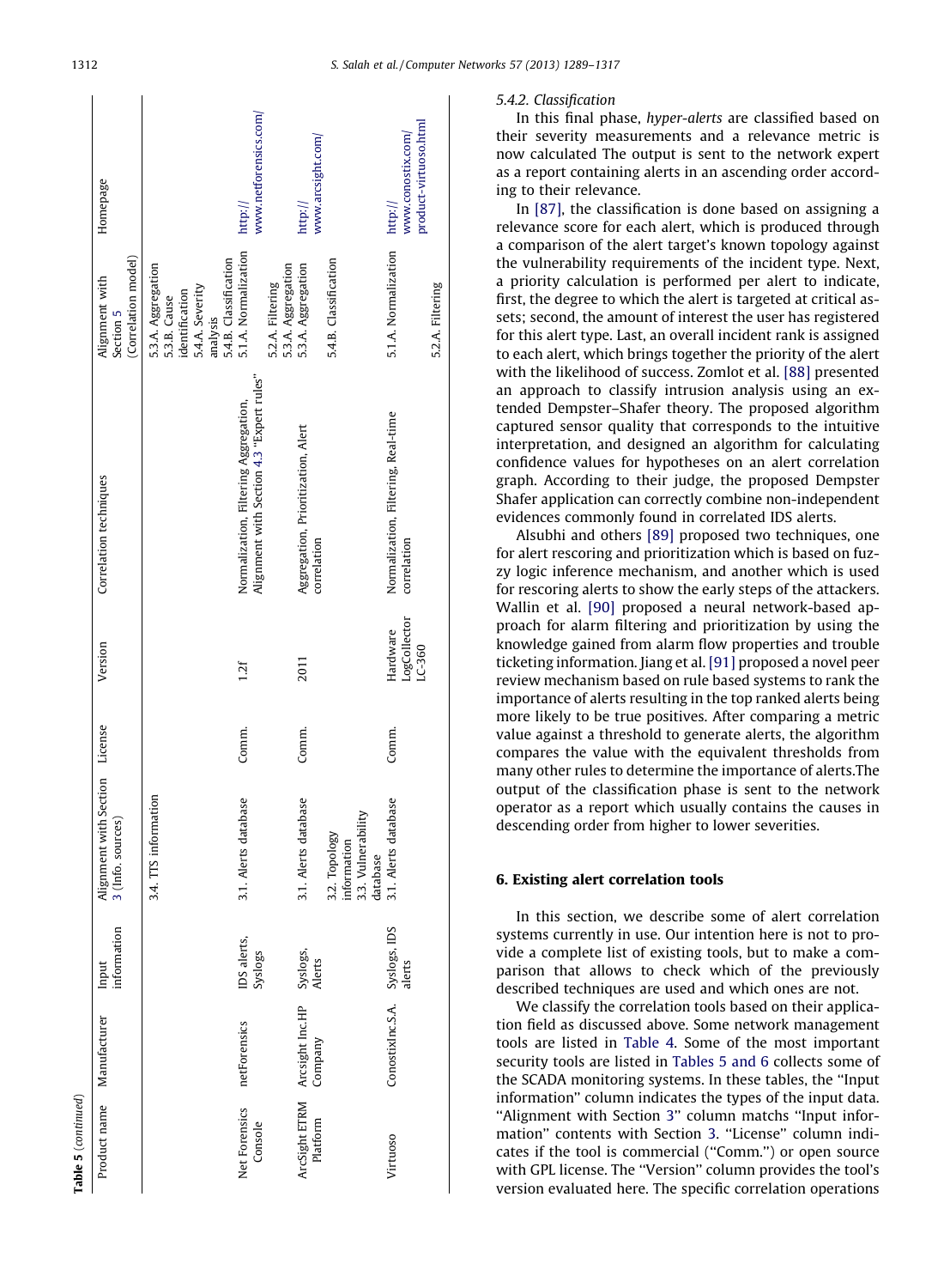Table 5 (continued)

| Product name | Manufacturer | Input information | Alignment with Section 3 (Info. sources) | License | Version | Correlation techniques | Alignment with Section 5 (Correlation model) | Homepage |
|---|---|---|---|---|---|---|---|---|
| | | | 3.4. TTS information | | | | 5.3.A. Aggregation 5.3.B. Cause identification 5.4.A. Severity analysis 5.4.B. Classification | |
| Net Forensics Console | netForensics | IDS alerts, Syslogs | 3.1. Alerts database | Comm. | 1.2f | Normalization, Filtering Aggregation, Alignment with Section 4.3 "Expert rules" | 5.1.A. Normalization 5.2.A. Filtering 5.3.A. Aggregation | http://www.netforensics.com/ |
| ArcSight ETRM Platform | Arcsight Inc.HP Company | Syslogs, Alerts | 3.1. Alerts database 3.2. Topology information 3.3. Vulnerability database | Comm. | 2011 | Aggregation, Prioritization, Alert correlation | 5.3.A. Aggregation 5.4.B. Classification | http://www.arcsight.com/ |
| Virtuoso | ConostixInc.S.A. | Syslogs, IDS alerts | 3.1. Alerts database | Comm. | Hardware LogCollector LC-360 | Normalization, Filtering, Real-time correlation | 5.1.A. Normalization 5.2.A. Filtering | http://www.conostix.com/product-virtuoso.html |

#### 5.4.2. Classification

In this final phase, *hyper-alerts* are classified based on their severity measurements and a relevance metric is now calculated The output is sent to the network expert as a report containing alerts in an ascending order according to their relevance.

In [87], the classification is done based on assigning a relevance score for each alert, which is produced through a comparison of the alert target's known topology against the vulnerability requirements of the incident type. Next, a priority calculation is performed per alert to indicate, first, the degree to which the alert is targeted at critical assets; second, the amount of interest the user has registered for this alert type. Last, an overall incident rank is assigned to each alert, which brings together the priority of the alert with the likelihood of success. Zomlot et al. [88] presented an approach to classify intrusion analysis using an extended Dempster–Shafer theory. The proposed algorithm captured sensor quality that corresponds to the intuitive interpretation, and designed an algorithm for calculating confidence values for hypotheses on an alert correlation graph. According to their judge, the proposed Dempster Shafer application can correctly combine non-independent evidences commonly found in correlated IDS alerts.

Alsubhi and others [89] proposed two techniques, one for alert rescoring and prioritization which is based on fuzzy logic inference mechanism, and another which is used for rescoring alerts to show the early steps of the attackers. Wallin et al. [90] proposed a neural network-based approach for alarm filtering and prioritization by using the knowledge gained from alarm flow properties and trouble ticketing information. Jiang et al. [91] proposed a novel peer review mechanism based on rule based systems to rank the importance of alerts resulting in the top ranked alerts being more likely to be true positives. After comparing a metric value against a threshold to generate alerts, the algorithm compares the value with the equivalent thresholds from many other rules to determine the importance of alerts.The output of the classification phase is sent to the network operator as a report which usually contains the causes in descending order from higher to lower severities.

## 6. Existing alert correlation tools

In this section, we describe some of alert correlation systems currently in use. Our intention here is not to provide a complete list of existing tools, but to make a comparison that allows to check which of the previously described techniques are used and which ones are not.

We classify the correlation tools based on their application field as discussed above. Some network management tools are listed in Table 4. Some of the most important security tools are listed in Tables 5 and 6 collects some of the SCADA monitoring systems. In these tables, the "Input information" column indicates the types of the input data. "Alignment with Section 3" column matchs "Input information" contents with Section 3. "License" column indicates if the tool is commercial ("Comm.") or open source with GPL license. The "Version" column provides the tool's version evaluated here. The specific correlation operations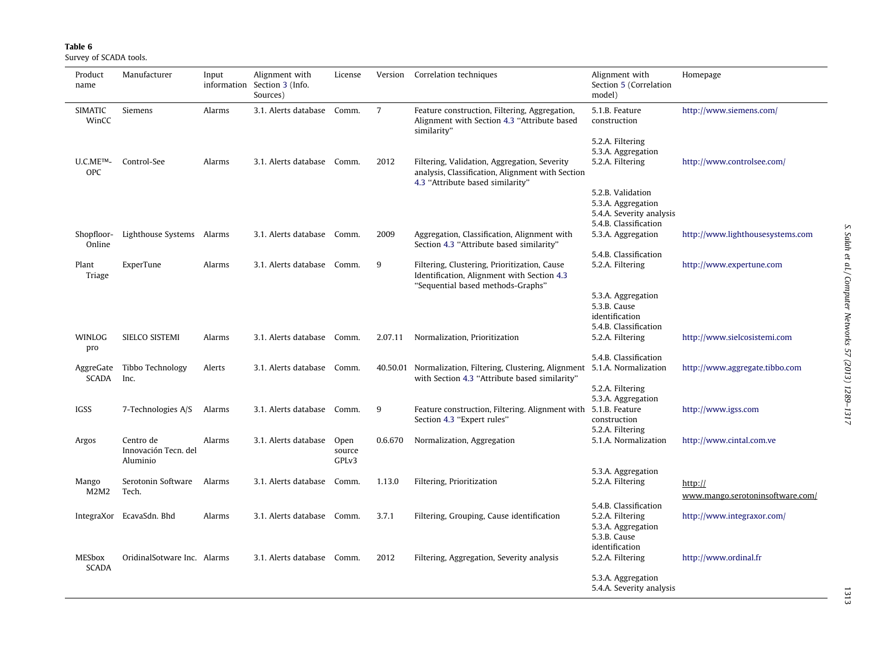**Table 6**
Survey of SCADA tools.

| Product name | Manufacturer | Input information | Alignment with Section 3 (Info. Sources) | License | Version | Correlation techniques | Alignment with Section 5 (Correlation model) | Homepage |
|---|---|---|---|---|---|---|---|---|
| SIMATIC WinCC | Siemens | Alarms | 3.1. Alerts database | Comm. | 7 | Feature construction, Filtering, Aggregation, Alignment with Section 4.3 "Attribute based similarity" | 5.1.B. Feature construction<br>5.2.A. Filtering<br>5.3.A. Aggregation | http://www.siemens.com/ |
| U.C.ME™-OPC | Control-See | Alarms | 3.1. Alerts database | Comm. | 2012 | Filtering, Validation, Aggregation, Severity analysis, Classification, Alignment with Section 4.3 "Attribute based similarity" | 5.2.A. Filtering<br>5.2.B. Validation<br>5.3.A. Aggregation<br>5.4.A. Severity analysis<br>5.4.B. Classification | http://www.controlsee.com/ |
| Shopfloor-Online | Lighthouse Systems | Alarms | 3.1. Alerts database | Comm. | 2009 | Aggregation, Classification, Alignment with Section 4.3 "Attribute based similarity" | 5.3.A. Aggregation<br>5.4.B. Classification | http://www.lighthousesystems.com |
| Plant Triage | ExperTune | Alarms | 3.1. Alerts database | Comm. | 9 | Filtering, Clustering, Prioritization, Cause Identification, Alignment with Section 4.3 "Sequential based methods-Graphs" | 5.2.A. Filtering<br>5.3.A. Aggregation<br>5.3.B. Cause identification<br>5.4.B. Classification | http://www.expertune.com |
| WINLOG pro | SIELCO SISTEMI | Alarms | 3.1. Alerts database | Comm. | 2.07.11 | Normalization, Prioritization | 5.2.A. Filtering<br>5.4.B. Classification | http://www.sielcosistemi.com |
| AggreGate SCADA | Tibbo Technology Inc. | Alerts | 3.1. Alerts database | Comm. | 40.50.01 | Normalization, Filtering, Clustering, Alignment with Section 4.3 "Attribute based similarity" | 5.1.A. Normalization<br>5.2.A. Filtering<br>5.3.A. Aggregation | http://www.aggregate.tibbo.com |
| IGSS | 7-Technologies A/S | Alarms | 3.1. Alerts database | Comm. | 9 | Feature construction, Filtering. Alignment with Section 4.3 "Expert rules" | 5.1.B. Feature construction<br>5.2.A. Filtering | http://www.igss.com |
| Argos | Centro de Innovación Tecn. del Aluminio | Alarms | 3.1. Alerts database | Open source GPLv3 | 0.6.670 | Normalization, Aggregation | 5.1.A. Normalization<br>5.3.A. Aggregation | http://www.cintal.com.ve |
| Mango M2M2 | Serotonin Software Tech. | Alarms | 3.1. Alerts database | Comm. | 1.13.0 | Filtering, Prioritization | 5.2.A. Filtering<br>5.4.B. Classification | http://www.mango.serotoninsoftware.com/ |
| IntegraXor | EcavaSdn. Bhd | Alarms | 3.1. Alerts database | Comm. | 3.7.1 | Filtering, Grouping, Cause identification | 5.2.A. Filtering<br>5.3.A. Aggregation<br>5.3.B. Cause identification | http://www.integraxor.com/ |
| MESbox SCADA | OridinalSotware Inc. | Alarms | 3.1. Alerts database | Comm. | 2012 | Filtering, Aggregation, Severity analysis | 5.2.A. Filtering<br>5.3.A. Aggregation<br>5.4.A. Severity analysis | http://www.ordinal.fr |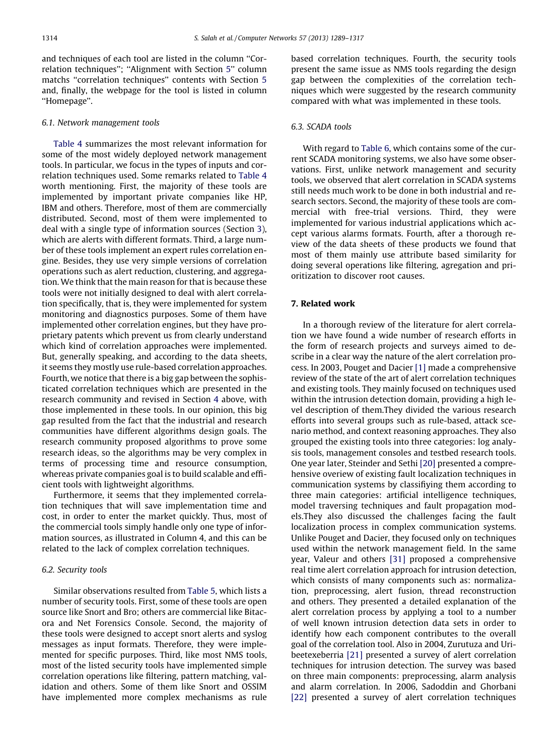and techniques of each tool are listed in the column ''Correlation techniques''; ''Alignment with Section 5'' column matchs ''correlation techniques'' contents with Section 5 and, finally, the webpage for the tool is listed in column ''Homepage''.

### 6.1. Network management tools

Table 4 summarizes the most relevant information for some of the most widely deployed network management tools. In particular, we focus in the types of inputs and correlation techniques used. Some remarks related to Table 4 worth mentioning. First, the majority of these tools are implemented by important private companies like HP, IBM and others. Therefore, most of them are commercially distributed. Second, most of them were implemented to deal with a single type of information sources (Section 3), which are alerts with different formats. Third, a large number of these tools implement an expert rules correlation engine. Besides, they use very simple versions of correlation operations such as alert reduction, clustering, and aggregation. We think that the main reason for that is because these tools were not initially designed to deal with alert correlation specifically, that is, they were implemented for system monitoring and diagnostics purposes. Some of them have implemented other correlation engines, but they have proprietary patents which prevent us from clearly understand which kind of correlation approaches were implemented. But, generally speaking, and according to the data sheets, it seems they mostly use rule-based correlation approaches. Fourth, we notice that there is a big gap between the sophisticated correlation techniques which are presented in the research community and revised in Section 4 above, with those implemented in these tools. In our opinion, this big gap resulted from the fact that the industrial and research communities have different algorithms design goals. The research community proposed algorithms to prove some research ideas, so the algorithms may be very complex in terms of processing time and resource consumption, whereas private companies goal is to build scalable and efficient tools with lightweight algorithms.

Furthermore, it seems that they implemented correlation techniques that will save implementation time and cost, in order to enter the market quickly. Thus, most of the commercial tools simply handle only one type of information sources, as illustrated in Column 4, and this can be related to the lack of complex correlation techniques.

### 6.2. Security tools

Similar observations resulted from Table 5, which lists a number of security tools. First, some of these tools are open source like Snort and Bro; others are commercial like Bitacora and Net Forensics Console. Second, the majority of these tools were designed to accept snort alerts and syslog messages as input formats. Therefore, they were implemented for specific purposes. Third, like most NMS tools, most of the listed security tools have implemented simple correlation operations like filtering, pattern matching, validation and others. Some of them like Snort and OSSIM have implemented more complex mechanisms as rule based correlation techniques. Fourth, the security tools present the same issue as NMS tools regarding the design gap between the complexities of the correlation techniques which were suggested by the research community compared with what was implemented in these tools.

### 6.3. SCADA tools

With regard to Table 6, which contains some of the current SCADA monitoring systems, we also have some observations. First, unlike network management and security tools, we observed that alert correlation in SCADA systems still needs much work to be done in both industrial and research sectors. Second, the majority of these tools are commercial with free-trial versions. Third, they were implemented for various industrial applications which accept various alarms formats. Fourth, after a thorough review of the data sheets of these products we found that most of them mainly use attribute based similarity for doing several operations like filtering, agregation and prioritization to discover root causes.

## 7. Related work

In a thorough review of the literature for alert correlation we have found a wide number of research efforts in the form of research projects and surveys aimed to describe in a clear way the nature of the alert correlation process. In 2003, Pouget and Dacier [1] made a comprehensive review of the state of the art of alert correlation techniques and existing tools. They mainly focused on techniques used within the intrusion detection domain, providing a high level description of them.They divided the various research efforts into several groups such as rule-based, attack scenario method, and context reasoning approaches. They also grouped the existing tools into three categories: log analysis tools, management consoles and testbed research tools. One year later, Steinder and Sethi [20] presented a comprehensive overview of existing fault localization techniques in communication systems by classifiying them according to three main categories: artificial intelligence techniques, model traversing techniques and fault propagation models.They also discussed the challenges facing the fault localization process in complex communication systems. Unlike Pouget and Dacier, they focused only on techniques used within the network management field. In the same year, Valeur and others [31] proposed a comprehensive real time alert correlation approach for intrusion detection, which consists of many components such as: normalization, preprocessing, alert fusion, thread reconstruction and others. They presented a detailed explanation of the alert correlation process by applying a tool to a number of well known intrusion detection data sets in order to identify how each component contributes to the overall goal of the correlation tool. Also in 2004, Zurutuza and Uribeetexeberria [21] presented a survey of alert correlation techniques for intrusion detection. The survey was based on three main components: preprocessing, alarm analysis and alarm correlation. In 2006, Sadoddin and Ghorbani [22] presented a survey of alert correlation techniques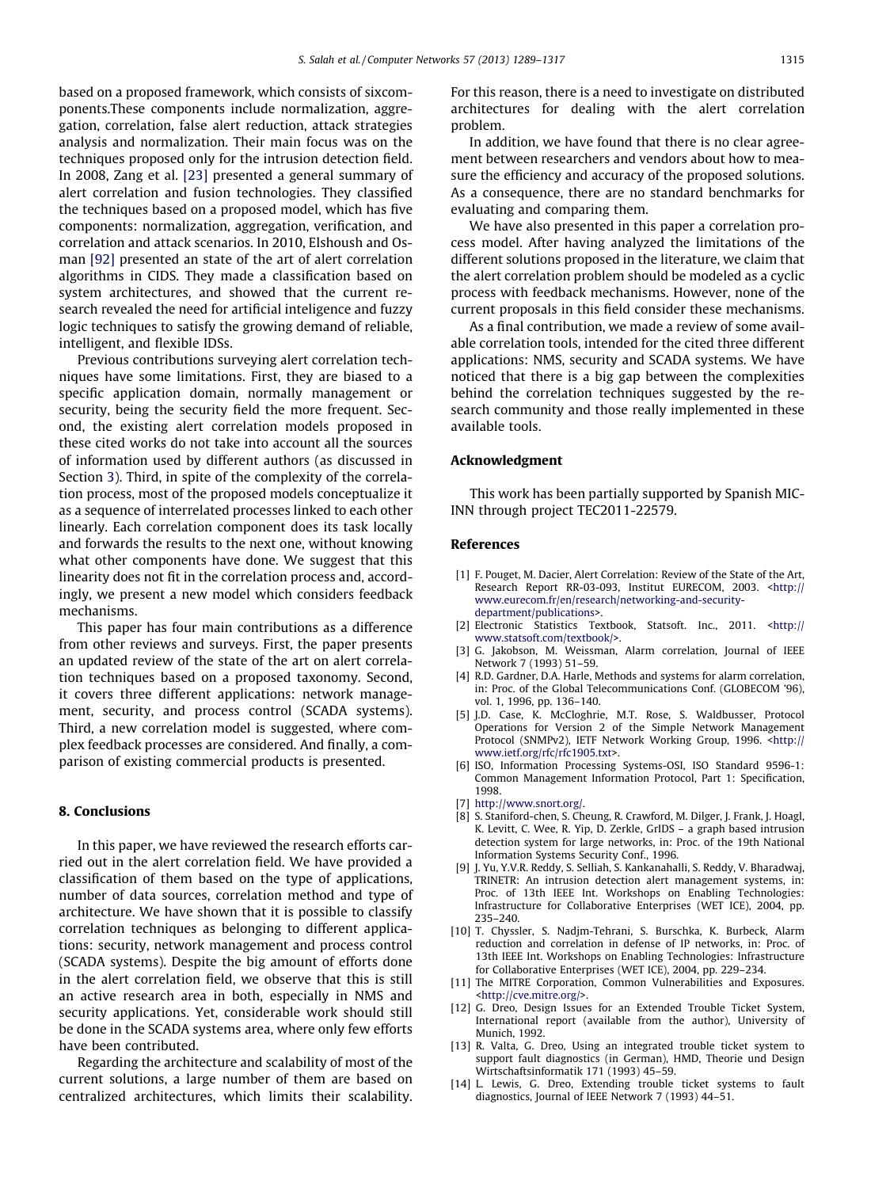based on a proposed framework, which consists of sixcomponents.These components include normalization, aggregation, correlation, false alert reduction, attack strategies analysis and normalization. Their main focus was on the techniques proposed only for the intrusion detection field. In 2008, Zang et al. [23] presented a general summary of alert correlation and fusion technologies. They classified the techniques based on a proposed model, which has five components: normalization, aggregation, verification, and correlation and attack scenarios. In 2010, Elshoush and Osman [92] presented an state of the art of alert correlation algorithms in CIDS. They made a classification based on system architectures, and showed that the current research revealed the need for artificial inteligence and fuzzy logic techniques to satisfy the growing demand of reliable, intelligent, and flexible IDSs.

Previous contributions surveying alert correlation techniques have some limitations. First, they are biased to a specific application domain, normally management or security, being the security field the more frequent. Second, the existing alert correlation models proposed in these cited works do not take into account all the sources of information used by different authors (as discussed in Section 3). Third, in spite of the complexity of the correlation process, most of the proposed models conceptualize it as a sequence of interrelated processes linked to each other linearly. Each correlation component does its task locally and forwards the results to the next one, without knowing what other components have done. We suggest that this linearity does not fit in the correlation process and, accordingly, we present a new model which considers feedback mechanisms.

This paper has four main contributions as a difference from other reviews and surveys. First, the paper presents an updated review of the state of the art on alert correlation techniques based on a proposed taxonomy. Second, it covers three different applications: network management, security, and process control (SCADA systems). Third, a new correlation model is suggested, where complex feedback processes are considered. And finally, a comparison of existing commercial products is presented.

## 8. Conclusions

In this paper, we have reviewed the research efforts carried out in the alert correlation field. We have provided a classification of them based on the type of applications, number of data sources, correlation method and type of architecture. We have shown that it is possible to classify correlation techniques as belonging to different applications: security, network management and process control (SCADA systems). Despite the big amount of efforts done in the alert correlation field, we observe that this is still an active research area in both, especially in NMS and security applications. Yet, considerable work should still be done in the SCADA systems area, where only few efforts have been contributed.

Regarding the architecture and scalability of most of the current solutions, a large number of them are based on centralized architectures, which limits their scalability. For this reason, there is a need to investigate on distributed architectures for dealing with the alert correlation problem.

In addition, we have found that there is no clear agreement between researchers and vendors about how to measure the efficiency and accuracy of the proposed solutions. As a consequence, there are no standard benchmarks for evaluating and comparing them.

We have also presented in this paper a correlation process model. After having analyzed the limitations of the different solutions proposed in the literature, we claim that the alert correlation problem should be modeled as a cyclic process with feedback mechanisms. However, none of the current proposals in this field consider these mechanisms.

As a final contribution, we made a review of some available correlation tools, intended for the cited three different applications: NMS, security and SCADA systems. We have noticed that there is a big gap between the complexities behind the correlation techniques suggested by the research community and those really implemented in these available tools.

## Acknowledgment

This work has been partially supported by Spanish MICINN through project TEC2011-22579.

## References

[1] F. Pouget, M. Dacier, Alert Correlation: Review of the State of the Art, Research Report RR-03-093, Institut EURECOM, 2003. <http://www.eurecom.fr/en/research/networking-and-security-department/publications>.

[2] Electronic Statistics Textbook, Statsoft. Inc., 2011. <http://www.statsoft.com/textbook/>.

[3] G. Jakobson, M. Weissman, Alarm correlation, Journal of IEEE Network 7 (1993) 51–59.

[4] R.D. Gardner, D.A. Harle, Methods and systems for alarm correlation, in: Proc. of the Global Telecommunications Conf. (GLOBECOM '96), vol. 1, 1996, pp. 136–140.

[5] J.D. Case, K. McCloghrie, M.T. Rose, S. Waldbusser, Protocol Operations for Version 2 of the Simple Network Management Protocol (SNMPv2), IETF Network Working Group, 1996. <http://www.ietf.org/rfc/rfc1905.txt>.

[6] ISO, Information Processing Systems-OSI, ISO Standard 9596-1: Common Management Information Protocol, Part 1: Specification, 1998.

[7] http://www.snort.org/.

[8] S. Staniford-chen, S. Cheung, R. Crawford, M. Dilger, J. Frank, J. Hoagl, K. Levitt, C. Wee, R. Yip, D. Zerkle, GrIDS – a graph based intrusion detection system for large networks, in: Proc. of the 19th National Information Systems Security Conf., 1996.

[9] J. Yu, Y.V.R. Reddy, S. Selliah, S. Kankanahalli, S. Reddy, V. Bharadwaj, TRINETR: An intrusion detection alert management systems, in: Proc. of 13th IEEE Int. Workshops on Enabling Technologies: Infrastructure for Collaborative Enterprises (WET ICE), 2004, pp. 235–240.

[10] T. Chyssler, S. Nadjm-Tehrani, S. Burschka, K. Burbeck, Alarm reduction and correlation in defense of IP networks, in: Proc. of 13th IEEE Int. Workshops on Enabling Technologies: Infrastructure for Collaborative Enterprises (WET ICE), 2004, pp. 229–234.

[11] The MITRE Corporation, Common Vulnerabilities and Exposures. <http://cve.mitre.org/>.

[12] G. Dreo, Design Issues for an Extended Trouble Ticket System, International report (available from the author), University of Munich, 1992.

[13] R. Valta, G. Dreo, Using an integrated trouble ticket system to support fault diagnostics (in German), HMD, Theorie und Design Wirtschaftsinformatik 171 (1993) 45–59.

[14] L. Lewis, G. Dreo, Extending trouble ticket systems to fault diagnostics, Journal of IEEE Network 7 (1993) 44–51.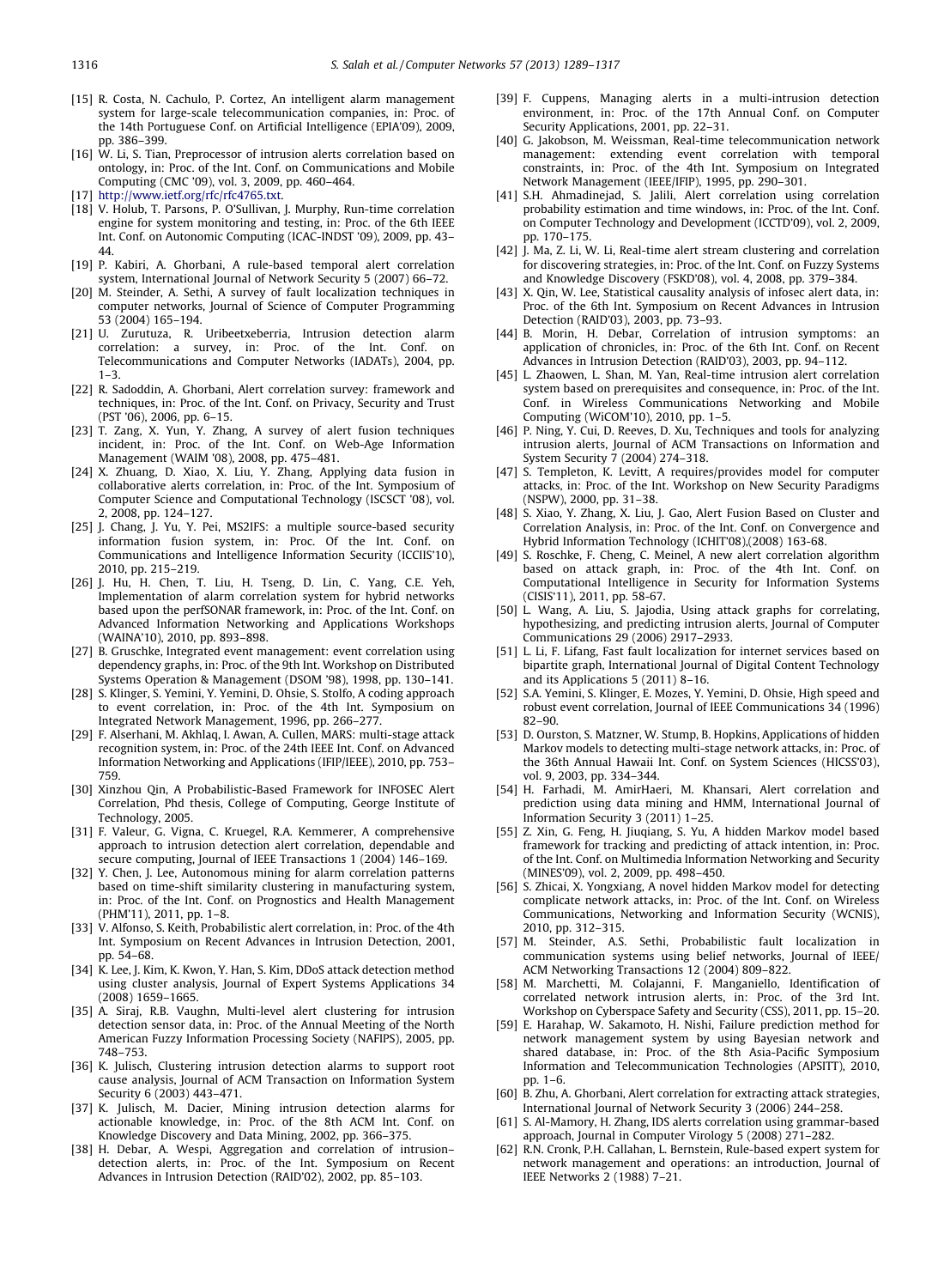[15] R. Costa, N. Cachulo, P. Cortez, An intelligent alarm management system for large-scale telecommunication companies, in: Proc. of the 14th Portuguese Conf. on Artificial Intelligence (EPIA'09), 2009, pp. 386–399.

[16] W. Li, S. Tian, Preprocessor of intrusion alerts correlation based on ontology, in: Proc. of the Int. Conf. on Communications and Mobile Computing (CMC '09), vol. 3, 2009, pp. 460–464.

[17] http://www.ietf.org/rfc/rfc4765.txt.

[18] V. Holub, T. Parsons, P. O'Sullivan, J. Murphy, Run-time correlation engine for system monitoring and testing, in: Proc. of the 6th IEEE Int. Conf. on Autonomic Computing (ICAC-INDST '09), 2009, pp. 43–44.

[19] P. Kabiri, A. Ghorbani, A rule-based temporal alert correlation system, International Journal of Network Security 5 (2007) 66–72.

[20] M. Steinder, A. Sethi, A survey of fault localization techniques in computer networks, Journal of Science of Computer Programming 53 (2004) 165–194.

[21] U. Zurutuza, R. Uribeetxeberria, Intrusion detection alarm correlation: a survey, in: Proc. of the Int. Conf. on Telecommunications and Computer Networks (IADATs), 2004, pp. 1–3.

[22] R. Sadoddin, A. Ghorbani, Alert correlation survey: framework and techniques, in: Proc. of the Int. Conf. on Privacy, Security and Trust (PST '06), 2006, pp. 6–15.

[23] T. Zang, X. Yun, Y. Zhang, A survey of alert fusion techniques incident, in: Proc. of the Int. Conf. on Web-Age Information Management (WAIM '08), 2008, pp. 475–481.

[24] X. Zhuang, D. Xiao, X. Liu, Y. Zhang, Applying data fusion in collaborative alerts correlation, in: Proc. of the Int. Symposium of Computer Science and Computational Technology (ISCSCT '08), vol. 2, 2008, pp. 124–127.

[25] J. Chang, J. Yu, Y. Pei, MS2IFS: a multiple source-based security information fusion system, in: Proc. Of the Int. Conf. on Communications and Intelligence Information Security (ICCIIS'10), 2010, pp. 215–219.

[26] J. Hu, H. Chen, T. Liu, H. Tseng, D. Lin, C. Yang, C.E. Yeh, Implementation of alarm correlation system for hybrid networks based upon the perfSONAR framework, in: Proc. of the Int. Conf. on Advanced Information Networking and Applications Workshops (WAINA'10), 2010, pp. 893–898.

[27] B. Gruschke, Integrated event management: event correlation using dependency graphs, in: Proc. of the 9th Int. Workshop on Distributed Systems Operation & Management (DSOM '98), 1998, pp. 130–141.

[28] S. Klinger, S. Yemini, Y. Yemini, D. Ohsie, S. Stolfo, A coding approach to event correlation, in: Proc. of the 4th Int. Symposium on Integrated Network Management, 1996, pp. 266–277.

[29] F. Alserhani, M. Akhlaq, I. Awan, A. Cullen, MARS: multi-stage attack recognition system, in: Proc. of the 24th IEEE Int. Conf. on Advanced Information Networking and Applications (IFIP/IEEE), 2010, pp. 753–759.

[30] Xinzhou Qin, A Probabilistic-Based Framework for INFOSEC Alert Correlation, Phd thesis, College of Computing, George Institute of Technology, 2005.

[31] F. Valeur, G. Vigna, C. Kruegel, R.A. Kemmerer, A comprehensive approach to intrusion detection alert correlation, dependable and secure computing, Journal of IEEE Transactions 1 (2004) 146–169.

[32] Y. Chen, J. Lee, Autonomous mining for alarm correlation patterns based on time-shift similarity clustering in manufacturing system, in: Proc. of the Int. Conf. on Prognostics and Health Management (PHM'11), 2011, pp. 1–8.

[33] V. Alfonso, S. Keith, Probabilistic alert correlation, in: Proc. of the 4th Int. Symposium on Recent Advances in Intrusion Detection, 2001, pp. 54–68.

[34] K. Lee, J. Kim, K. Kwon, Y. Han, S. Kim, DDoS attack detection method using cluster analysis, Journal of Expert Systems Applications 34 (2008) 1659–1665.

[35] A. Siraj, R.B. Vaughn, Multi-level alert clustering for intrusion detection sensor data, in: Proc. of the Annual Meeting of the North American Fuzzy Information Processing Society (NAFIPS), 2005, pp. 748–753.

[36] K. Julisch, Clustering intrusion detection alarms to support root cause analysis, Journal of ACM Transaction on Information System Security 6 (2003) 443–471.

[37] K. Julisch, M. Dacier, Mining intrusion detection alarms for actionable knowledge, in: Proc. of the 8th ACM Int. Conf. on Knowledge Discovery and Data Mining, 2002, pp. 366–375.

[38] H. Debar, A. Wespi, Aggregation and correlation of intrusion–detection alerts, in: Proc. of the Int. Symposium on Recent Advances in Intrusion Detection (RAID'02), 2002, pp. 85–103.

[39] F. Cuppens, Managing alerts in a multi-intrusion detection environment, in: Proc. of the 17th Annual Conf. on Computer Security Applications, 2001, pp. 22–31.

[40] G. Jakobson, M. Weissman, Real-time telecommunication network management: extending event correlation with temporal constraints, in: Proc. of the 4th Int. Symposium on Integrated Network Management (IEEE/IFIP), 1995, pp. 290–301.

[41] S.H. Ahmadinejad, S. Jalili, Alert correlation using correlation probability estimation and time windows, in: Proc. of the Int. Conf. on Computer Technology and Development (ICCTD'09), vol. 2, 2009, pp. 170–175.

[42] J. Ma, Z. Li, W. Li, Real-time alert stream clustering and correlation for discovering strategies, in: Proc. of the Int. Conf. on Fuzzy Systems and Knowledge Discovery (FSKD'08), vol. 4, 2008, pp. 379–384.

[43] X. Qin, W. Lee, Statistical causality analysis of infosec alert data, in: Proc. of the 6th Int. Symposium on Recent Advances in Intrusion Detection (RAID'03), 2003, pp. 73–93.

[44] B. Morin, H. Debar, Correlation of intrusion symptoms: an application of chronicles, in: Proc. of the 6th Int. Conf. on Recent Advances in Intrusion Detection (RAID'03), 2003, pp. 94–112.

[45] L. Zhaowen, L. Shan, M. Yan, Real-time intrusion alert correlation system based on prerequisites and consequence, in: Proc. of the Int. Conf. in Wireless Communications Networking and Mobile Computing (WiCOM'10), 2010, pp. 1–5.

[46] P. Ning, Y. Cui, D. Reeves, D. Xu, Techniques and tools for analyzing intrusion alerts, Journal of ACM Transactions on Information and System Security 7 (2004) 274–318.

[47] S. Templeton, K. Levitt, A requires/provides model for computer attacks, in: Proc. of the Int. Workshop on New Security Paradigms (NSPW), 2000, pp. 31–38.

[48] S. Xiao, Y. Zhang, X. Liu, J. Gao, Alert Fusion Based on Cluster and Correlation Analysis, in: Proc. of the Int. Conf. on Convergence and Hybrid Information Technology (ICHIT'08),(2008) 163-68.

[49] S. Roschke, F. Cheng, C. Meinel, A new alert correlation algorithm based on attack graph, in: Proc. of the 4th Int. Conf. on Computational Intelligence in Security for Information Systems (CISIS'11), 2011, pp. 58-67.

[50] L. Wang, A. Liu, S. Jajodia, Using attack graphs for correlating, hypothesizing, and predicting intrusion alerts, Journal of Computer Communications 29 (2006) 2917–2933.

[51] L. Li, F. Lifang, Fast fault localization for internet services based on bipartite graph, International Journal of Digital Content Technology and its Applications 5 (2011) 8–16.

[52] S.A. Yemini, S. Klinger, E. Mozes, Y. Yemini, D. Ohsie, High speed and robust event correlation, Journal of IEEE Communications 34 (1996) 82–90.

[53] D. Ourston, S. Matzner, W. Stump, B. Hopkins, Applications of hidden Markov models to detecting multi-stage network attacks, in: Proc. of the 36th Annual Hawaii Int. Conf. on System Sciences (HICSS'03), vol. 9, 2003, pp. 334–344.

[54] H. Farhadi, M. AmirHaeri, M. Khansari, Alert correlation and prediction using data mining and HMM, International Journal of Information Security 3 (2011) 1–25.

[55] Z. Xin, G. Feng, H. Jiuqiang, S. Yu, A hidden Markov model based framework for tracking and predicting of attack intention, in: Proc. of the Int. Conf. on Multimedia Information Networking and Security (MINES'09), vol. 2, 2009, pp. 498–450.

[56] S. Zhicai, X. Yongxiang, A novel hidden Markov model for detecting complicate network attacks, in: Proc. of the Int. Conf. on Wireless Communications, Networking and Information Security (WCNIS), 2010, pp. 312–315.

[57] M. Steinder, A.S. Sethi, Probabilistic fault localization in communication systems using belief networks, Journal of IEEE/ACM Networking Transactions 12 (2004) 809–822.

[58] M. Marchetti, M. Colajanni, F. Manganiello, Identification of correlated network intrusion alerts, in: Proc. of the 3rd Int. Workshop on Cyberspace Safety and Security (CSS), 2011, pp. 15–20.

[59] E. Harahap, W. Sakamoto, H. Nishi, Failure prediction method for network management system by using Bayesian network and shared database, in: Proc. of the 8th Asia-Pacific Symposium Information and Telecommunication Technologies (APSITT), 2010, pp. 1–6.

[60] B. Zhu, A. Ghorbani, Alert correlation for extracting attack strategies, International Journal of Network Security 3 (2006) 244–258.

[61] S. Al-Mamory, H. Zhang, IDS alerts correlation using grammar-based approach, Journal in Computer Virology 5 (2008) 271–282.

[62] R.N. Cronk, P.H. Callahan, L. Bernstein, Rule-based expert system for network management and operations: an introduction, Journal of IEEE Networks 2 (1988) 7–21.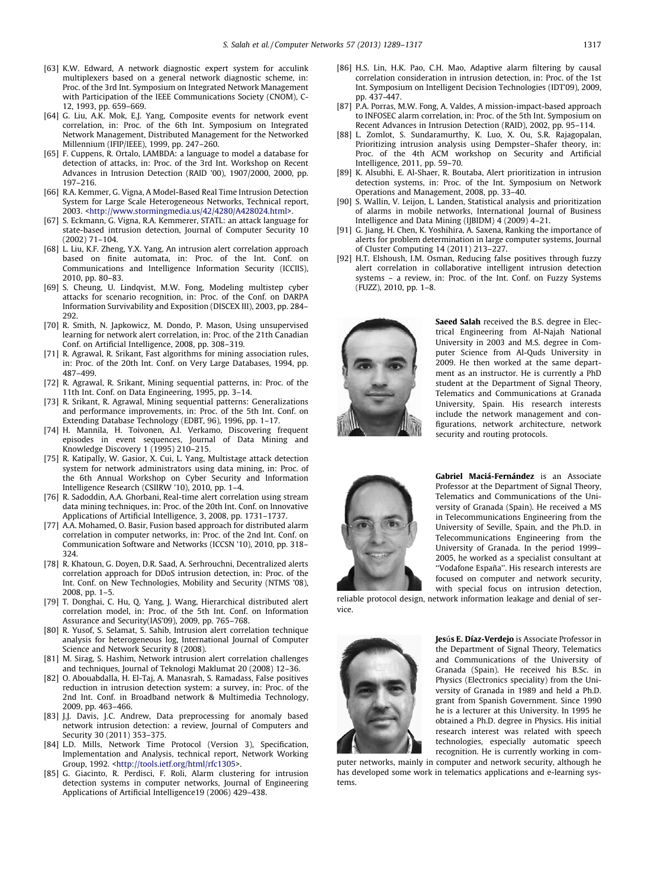[63] K.W. Edward, A network diagnostic expert system for acculink multiplexers based on a general network diagnostic scheme, in: Proc. of the 3rd Int. Symposium on Integrated Network Management with Participation of the IEEE Communications Society (CNOM), C-12, 1993, pp. 659–669.

[64] G. Liu, A.K. Mok, E.J. Yang, Composite events for network event correlation, in: Proc. of the 6th Int. Symposium on Integrated Network Management, Distributed Management for the Networked Millennium (IFIP/IEEE), 1999, pp. 247–260.

[65] F. Cuppens, R. Ortalo, LAMBDA: a language to model a database for detection of attacks, in: Proc. of the 3rd Int. Workshop on Recent Advances in Intrusion Detection (RAID '00), 1907/2000, 2000, pp. 197–216.

[66] R.A. Kemmer, G. Vigna, A Model-Based Real Time Intrusion Detection System for Large Scale Heterogeneous Networks, Technical report, 2003. <http://www.stormingmedia.us/42/4280/A428024.html>.

[67] S. Eckmann, G. Vigna, R.A. Kemmerer, STATL: an attack language for state-based intrusion detection, Journal of Computer Security 10 (2002) 71–104.

[68] L. Liu, K.F. Zheng, Y.X. Yang, An intrusion alert correlation approach based on finite automata, in: Proc. of the Int. Conf. on Communications and Intelligence Information Security (ICCIIS), 2010, pp. 80–83.

[69] S. Cheung, U. Lindqvist, M.W. Fong, Modeling multistep cyber attacks for scenario recognition, in: Proc. of the Conf. on DARPA Information Survivability and Exposition (DISCEX III), 2003, pp. 284–292.

[70] R. Smith, N. Japkowicz, M. Dondo, P. Mason, Using unsupervised learning for network alert correlation, in: Proc. of the 21th Canadian Conf. on Artificial Intelligence, 2008, pp. 308–319.

[71] R. Agrawal, R. Srikant, Fast algorithms for mining association rules, in: Proc. of the 20th Int. Conf. on Very Large Databases, 1994, pp. 487–499.

[72] R. Agrawal, R. Srikant, Mining sequential patterns, in: Proc. of the 11th Int. Conf. on Data Engineering, 1995, pp. 3–14.

[73] R. Srikant, R. Agrawal, Mining sequential patterns: Generalizations and performance improvements, in: Proc. of the 5th Int. Conf. on Extending Database Technology (EDBT, 96), 1996, pp. 1–17.

[74] H. Mannila, H. Toivonen, A.I. Verkamo, Discovering frequent episodes in event sequences, Journal of Data Mining and Knowledge Discovery 1 (1995) 210–215.

[75] R. Katipally, W. Gasior, X. Cui, L. Yang, Multistage attack detection system for network administrators using data mining, in: Proc. of the 6th Annual Workshop on Cyber Security and Information Intelligence Research (CSIIRW '10), 2010, pp. 1–4.

[76] R. Sadoddin, A.A. Ghorbani, Real-time alert correlation using stream data mining techniques, in: Proc. of the 20th Int. Conf. on Innovative Applications of Artificial Intelligence, 3, 2008, pp. 1731–1737.

[77] A.A. Mohamed, O. Basir, Fusion based approach for distributed alarm correlation in computer networks, in: Proc. of the 2nd Int. Conf. on Communication Software and Networks (ICCSN '10), 2010, pp. 318–324.

[78] R. Khatoun, G. Doyen, D.R. Saad, A. Serhrouchni, Decentralized alerts correlation approach for DDoS intrusion detection, in: Proc. of the Int. Conf. on New Technologies, Mobility and Security (NTMS '08), 2008, pp. 1–5.

[79] T. Donghai, C. Hu, Q. Yang, J. Wang, Hierarchical distributed alert correlation model, in: Proc. of the 5th Int. Conf. on Information Assurance and Security(IAS'09), 2009, pp. 765–768.

[80] R. Yusof, S. Selamat, S. Sahib, Intrusion alert correlation technique analysis for heterogeneous log, International Journal of Computer Science and Network Security 8 (2008).

[81] M. Sirag, S. Hashim, Network intrusion alert correlation challenges and techniques, Journal of Teknologi Maklumat 20 (2008) 12–36.

[82] O. Abouabdalla, H. El-Taj, A. Manasrah, S. Ramadass, False positives reduction in intrusion detection system: a survey, in: Proc. of the 2nd Int. Conf. in Broadband network & Multimedia Technology, 2009, pp. 463–466.

[83] J.J. Davis, J.C. Andrew, Data preprocessing for anomaly based network intrusion detection: a review, Journal of Computers and Security 30 (2011) 353–375.

[84] L.D. Mills, Network Time Protocol (Version 3), Specification, Implementation and Analysis, technical report, Network Working Group, 1992. <http://tools.ietf.org/html/rfc1305>.

[85] G. Giacinto, R. Perdisci, F. Roli, Alarm clustering for intrusion detection systems in computer networks, Journal of Engineering Applications of Artificial Intelligence19 (2006) 429–438.

[86] H.S. Lin, H.K. Pao, C.H. Mao, Adaptive alarm filtering by causal correlation consideration in intrusion detection, in: Proc. of the 1st Int. Symposium on Intelligent Decision Technologies (IDT'09), 2009, pp. 437–447.

[87] P.A. Porras, M.W. Fong, A. Valdes, A mission-impact-based approach to INFOSEC alarm correlation, in: Proc. of the 5th Int. Symposium on Recent Advances in Intrusion Detection (RAID), 2002, pp. 95–114.

[88] L. Zomlot, S. Sundaramurthy, K. Luo, X. Ou, S.R. Rajagopalan, Prioritizing intrusion analysis using Dempster–Shafer theory, in: Proc. of the 4th ACM workshop on Security and Artificial Intelligence, 2011, pp. 59–70.

[89] K. Alsubhi, E. Al-Shaer, R. Boutaba, Alert prioritization in intrusion detection systems, in: Proc. of the Int. Symposium on Network Operations and Management, 2008, pp. 33–40.

[90] S. Wallin, V. Leijon, L. Landen, Statistical analysis and prioritization of alarms in mobile networks, International Journal of Business Intelligence and Data Mining (IJBIDM) 4 (2009) 4–21.

[91] G. Jiang, H. Chen, K. Yoshihira, A. Saxena, Ranking the importance of alerts for problem determination in large computer systems, Journal of Cluster Computing 14 (2011) 213–227.

[92] H.T. Elshoush, I.M. Osman, Reducing false positives through fuzzy alert correlation in collaborative intelligent intrusion detection systems – a review, in: Proc. of the Int. Conf. on Fuzzy Systems (FUZZ), 2010, pp. 1–8.

**Saeed Salah** received the B.S. degree in Electrical Engineering from Al-Najah National University in 2003 and M.S. degree in Computer Science from Al-Quds University in 2009. He then worked at the same department as an instructor. He is currently a PhD student at the Department of Signal Theory, Telematics and Communications at Granada University, Spain. His research interests include the network management and configurations, network architecture, network security and routing protocols.

**Gabriel Maciá-Fernández** is an Associate Professor at the Department of Signal Theory, Telematics and Communications of the University of Granada (Spain). He received a MS in Telecommunications Engineering from the University of Seville, Spain, and the Ph.D. in Telecommunications Engineering from the University of Granada. In the period 1999–2005, he worked as a specialist consultant at "Vodafone España". His research interests are focused on computer and network security, with special focus on intrusion detection, reliable protocol design, network information leakage and denial of service.

**Jesús E. Díaz-Verdejo** is Associate Professor in the Department of Signal Theory, Telematics and Communications of the University of Granada (Spain). He received his B.Sc. in Physics (Electronics speciality) from the University of Granada in 1989 and held a Ph.D. grant from Spanish Government. Since 1990 he is a lecturer at this University. In 1995 he obtained a Ph.D. degree in Physics. His initial research interest was related with speech technologies, especially automatic speech recognition. He is currently working in computer networks, mainly in computer and network security, although he has developed some work in telematics applications and e-learning systems.